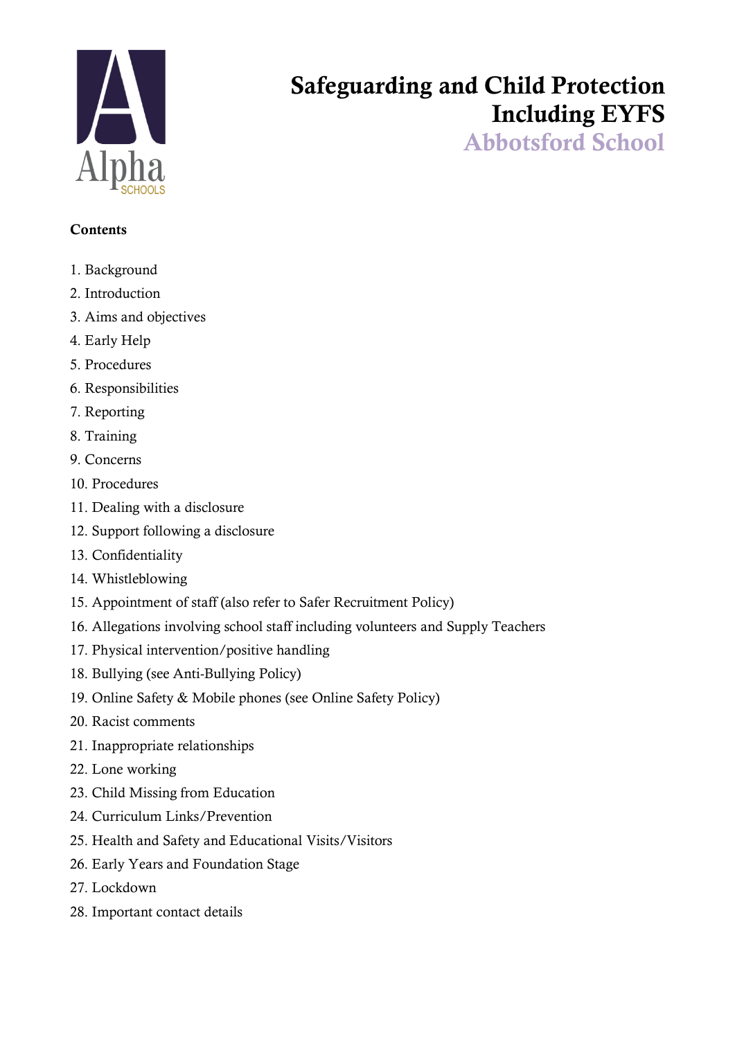# Safeguarding and Child Protection Including EYFS

## Abbotsford School

**Contents**

1. Background
2. Introduction
3. Aims and objectives
4. Early Help
5. Procedures
6. Responsibilities
7. Reporting
8. Training
9. Concerns
10. Procedures
11. Dealing with a disclosure
12. Support following a disclosure
13. Confidentiality
14. Whistleblowing
15. Appointment of staff (also refer to Safer Recruitment Policy)
16. Allegations involving school staff including volunteers and Supply Teachers
17. Physical intervention/positive handling
18. Bullying (see Anti-Bullying Policy)
19. Online Safety & Mobile phones (see Online Safety Policy)
20. Racist comments
21. Inappropriate relationships
22. Lone working
23. Child Missing from Education
24. Curriculum Links/Prevention
25. Health and Safety and Educational Visits/Visitors
26. Early Years and Foundation Stage
27. Lockdown
28. Important contact details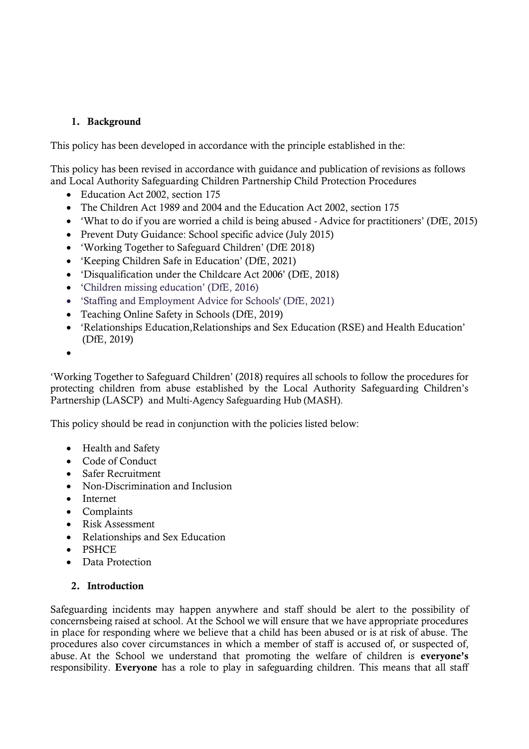## 1. Background

This policy has been developed in accordance with the principle established in the:

This policy has been revised in accordance with guidance and publication of revisions as follows and Local Authority Safeguarding Children Partnership Child Protection Procedures

- Education Act 2002, section 175
- The Children Act 1989 and 2004 and the Education Act 2002, section 175
- 'What to do if you are worried a child is being abused - Advice for practitioners' (DfE, 2015)
- Prevent Duty Guidance: School specific advice (July 2015)
- 'Working Together to Safeguard Children' (DfE 2018)
- 'Keeping Children Safe in Education' (DfE, 2021)
- 'Disqualification under the Childcare Act 2006' (DfE, 2018)
- 'Children missing education' (DfE, 2016)
- 'Staffing and Employment Advice for Schools' (DfE, 2021)
- Teaching Online Safety in Schools (DfE, 2019)
- 'Relationships Education,Relationships and Sex Education (RSE) and Health Education' (DfE, 2019)

'Working Together to Safeguard Children' (2018) requires all schools to follow the procedures for protecting children from abuse established by the Local Authority Safeguarding Children's Partnership (LASCP) and Multi-Agency Safeguarding Hub (MASH).

This policy should be read in conjunction with the policies listed below:

- Health and Safety
- Code of Conduct
- Safer Recruitment
- Non-Discrimination and Inclusion
- Internet
- Complaints
- Risk Assessment
- Relationships and Sex Education
- PSHCE
- Data Protection

## 2. Introduction

Safeguarding incidents may happen anywhere and staff should be alert to the possibility of concernsbeing raised at school. At the School we will ensure that we have appropriate procedures in place for responding where we believe that a child has been abused or is at risk of abuse. The procedures also cover circumstances in which a member of staff is accused of, or suspected of, abuse. At the School we understand that promoting the welfare of children is **everyone's** responsibility. **Everyone** has a role to play in safeguarding children. This means that all staff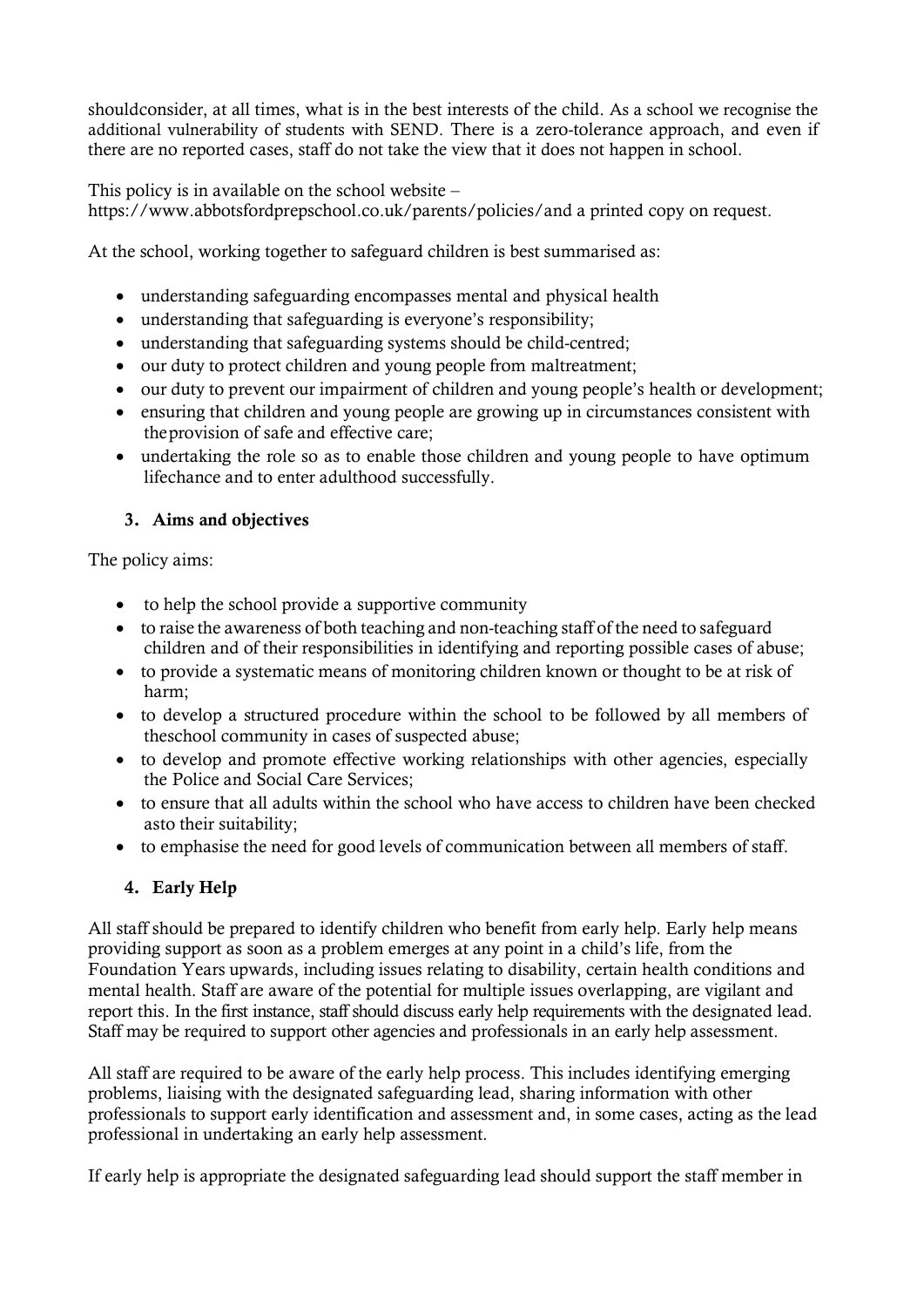shouldconsider, at all times, what is in the best interests of the child. As a school we recognise the additional vulnerability of students with SEND. There is a zero-tolerance approach, and even if there are no reported cases, staff do not take the view that it does not happen in school.

This policy is in available on the school website – https://www.abbotsfordprepschool.co.uk/parents/policies/and a printed copy on request.

At the school, working together to safeguard children is best summarised as:

- understanding safeguarding encompasses mental and physical health
- understanding that safeguarding is everyone's responsibility;
- understanding that safeguarding systems should be child-centred;
- our duty to protect children and young people from maltreatment;
- our duty to prevent our impairment of children and young people's health or development;
- ensuring that children and young people are growing up in circumstances consistent with theprovision of safe and effective care;
- undertaking the role so as to enable those children and young people to have optimum lifechance and to enter adulthood successfully.

## 3. Aims and objectives

The policy aims:

- to help the school provide a supportive community
- to raise the awareness of both teaching and non-teaching staff of the need to safeguard children and of their responsibilities in identifying and reporting possible cases of abuse;
- to provide a systematic means of monitoring children known or thought to be at risk of harm;
- to develop a structured procedure within the school to be followed by all members of theschool community in cases of suspected abuse;
- to develop and promote effective working relationships with other agencies, especially the Police and Social Care Services;
- to ensure that all adults within the school who have access to children have been checked asto their suitability;
- to emphasise the need for good levels of communication between all members of staff.

## 4. Early Help

All staff should be prepared to identify children who benefit from early help. Early help means providing support as soon as a problem emerges at any point in a child's life, from the Foundation Years upwards, including issues relating to disability, certain health conditions and mental health. Staff are aware of the potential for multiple issues overlapping, are vigilant and report this. In the first instance, staff should discuss early help requirements with the designated lead. Staff may be required to support other agencies and professionals in an early help assessment.

All staff are required to be aware of the early help process. This includes identifying emerging problems, liaising with the designated safeguarding lead, sharing information with other professionals to support early identification and assessment and, in some cases, acting as the lead professional in undertaking an early help assessment.

If early help is appropriate the designated safeguarding lead should support the staff member in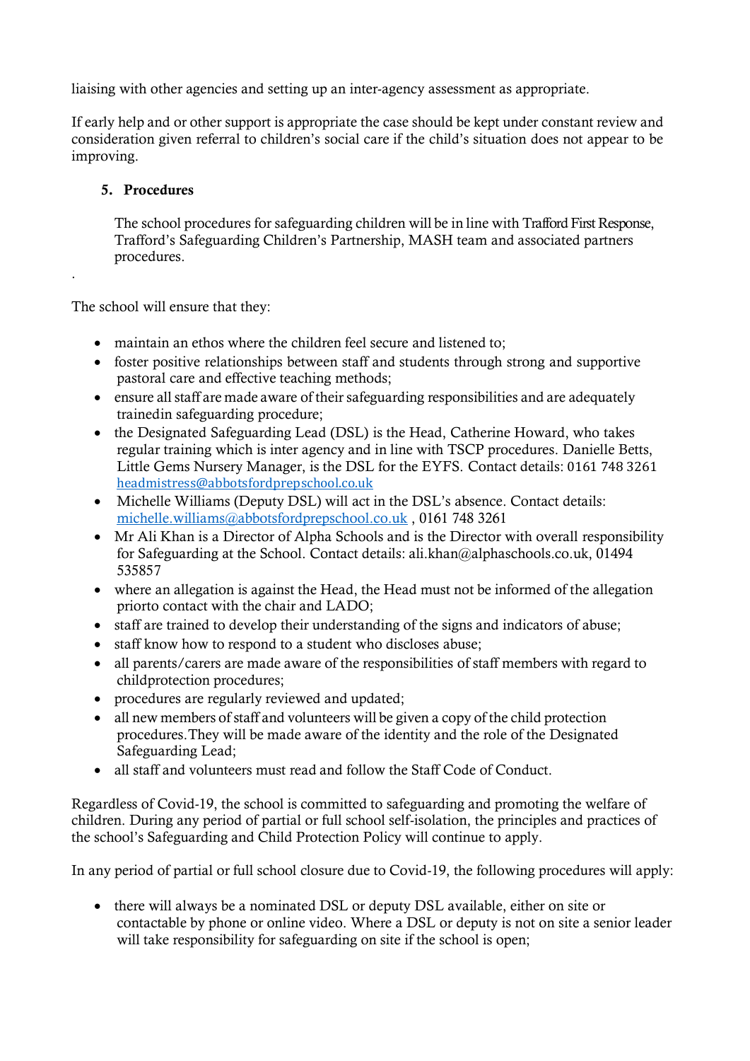liaising with other agencies and setting up an inter-agency assessment as appropriate.

If early help and or other support is appropriate the case should be kept under constant review and consideration given referral to children's social care if the child's situation does not appear to be improving.

## 5. Procedures

The school procedures for safeguarding children will be in line with Trafford First Response, Trafford's Safeguarding Children's Partnership, MASH team and associated partners procedures.

.

The school will ensure that they:

- maintain an ethos where the children feel secure and listened to;
- foster positive relationships between staff and students through strong and supportive pastoral care and effective teaching methods;
- ensure all staff are made aware of their safeguarding responsibilities and are adequately trainedin safeguarding procedure;
- the Designated Safeguarding Lead (DSL) is the Head, Catherine Howard, who takes regular training which is inter agency and in line with TSCP procedures. Danielle Betts, Little Gems Nursery Manager, is the DSL for the EYFS. Contact details: 0161 748 3261 headmistress@abbotsfordprepschool.co.uk
- Michelle Williams (Deputy DSL) will act in the DSL's absence. Contact details: michelle.williams@abbotsfordprepschool.co.uk , 0161 748 3261
- Mr Ali Khan is a Director of Alpha Schools and is the Director with overall responsibility for Safeguarding at the School. Contact details: ali.khan@alphaschools.co.uk, 01494 535857
- where an allegation is against the Head, the Head must not be informed of the allegation priorto contact with the chair and LADO;
- staff are trained to develop their understanding of the signs and indicators of abuse;
- staff know how to respond to a student who discloses abuse;
- all parents/carers are made aware of the responsibilities of staff members with regard to childprotection procedures;
- procedures are regularly reviewed and updated;
- all new members of staff and volunteers will be given a copy of the child protection procedures.They will be made aware of the identity and the role of the Designated Safeguarding Lead;
- all staff and volunteers must read and follow the Staff Code of Conduct.

Regardless of Covid-19, the school is committed to safeguarding and promoting the welfare of children. During any period of partial or full school self-isolation, the principles and practices of the school's Safeguarding and Child Protection Policy will continue to apply.

In any period of partial or full school closure due to Covid-19, the following procedures will apply:

- there will always be a nominated DSL or deputy DSL available, either on site or contactable by phone or online video. Where a DSL or deputy is not on site a senior leader will take responsibility for safeguarding on site if the school is open;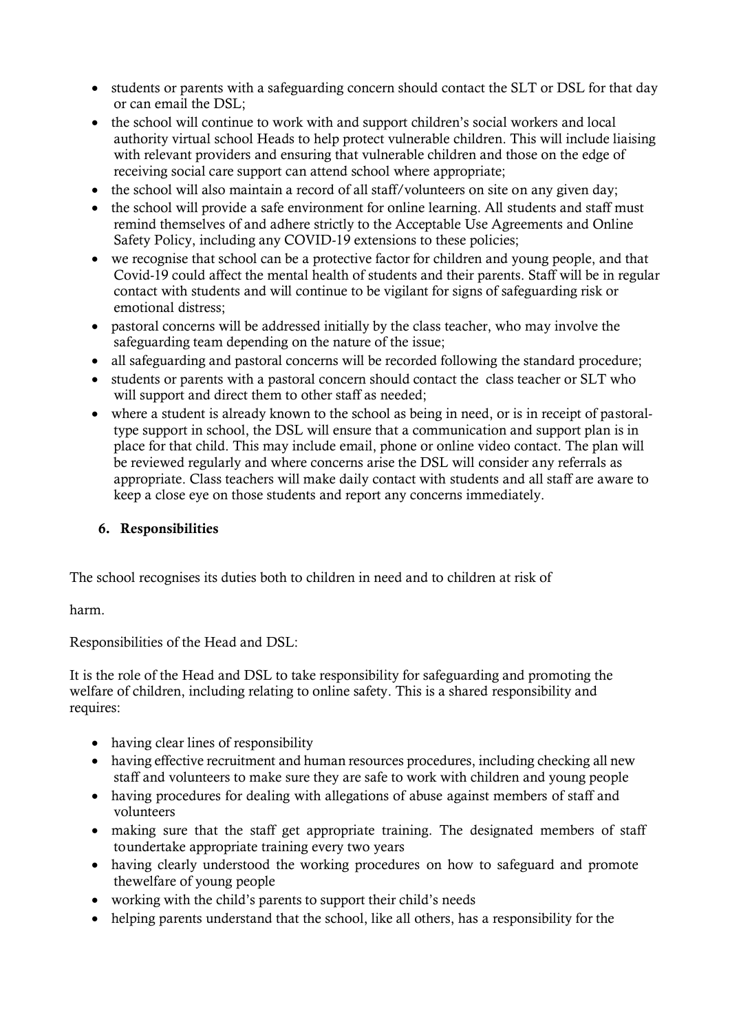- students or parents with a safeguarding concern should contact the SLT or DSL for that day or can email the DSL;
- the school will continue to work with and support children's social workers and local authority virtual school Heads to help protect vulnerable children. This will include liaising with relevant providers and ensuring that vulnerable children and those on the edge of receiving social care support can attend school where appropriate;
- the school will also maintain a record of all staff/volunteers on site on any given day;
- the school will provide a safe environment for online learning. All students and staff must remind themselves of and adhere strictly to the Acceptable Use Agreements and Online Safety Policy, including any COVID-19 extensions to these policies;
- we recognise that school can be a protective factor for children and young people, and that Covid-19 could affect the mental health of students and their parents. Staff will be in regular contact with students and will continue to be vigilant for signs of safeguarding risk or emotional distress;
- pastoral concerns will be addressed initially by the class teacher, who may involve the safeguarding team depending on the nature of the issue;
- all safeguarding and pastoral concerns will be recorded following the standard procedure;
- students or parents with a pastoral concern should contact the class teacher or SLT who will support and direct them to other staff as needed;
- where a student is already known to the school as being in need, or is in receipt of pastoral-type support in school, the DSL will ensure that a communication and support plan is in place for that child. This may include email, phone or online video contact. The plan will be reviewed regularly and where concerns arise the DSL will consider any referrals as appropriate. Class teachers will make daily contact with students and all staff are aware to keep a close eye on those students and report any concerns immediately.

## 6. Responsibilities

The school recognises its duties both to children in need and to children at risk of

harm.

Responsibilities of the Head and DSL:

It is the role of the Head and DSL to take responsibility for safeguarding and promoting the welfare of children, including relating to online safety. This is a shared responsibility and requires:

- having clear lines of responsibility
- having effective recruitment and human resources procedures, including checking all new staff and volunteers to make sure they are safe to work with children and young people
- having procedures for dealing with allegations of abuse against members of staff and volunteers
- making sure that the staff get appropriate training. The designated members of staff toundertake appropriate training every two years
- having clearly understood the working procedures on how to safeguard and promote thewelfare of young people
- working with the child's parents to support their child's needs
- helping parents understand that the school, like all others, has a responsibility for the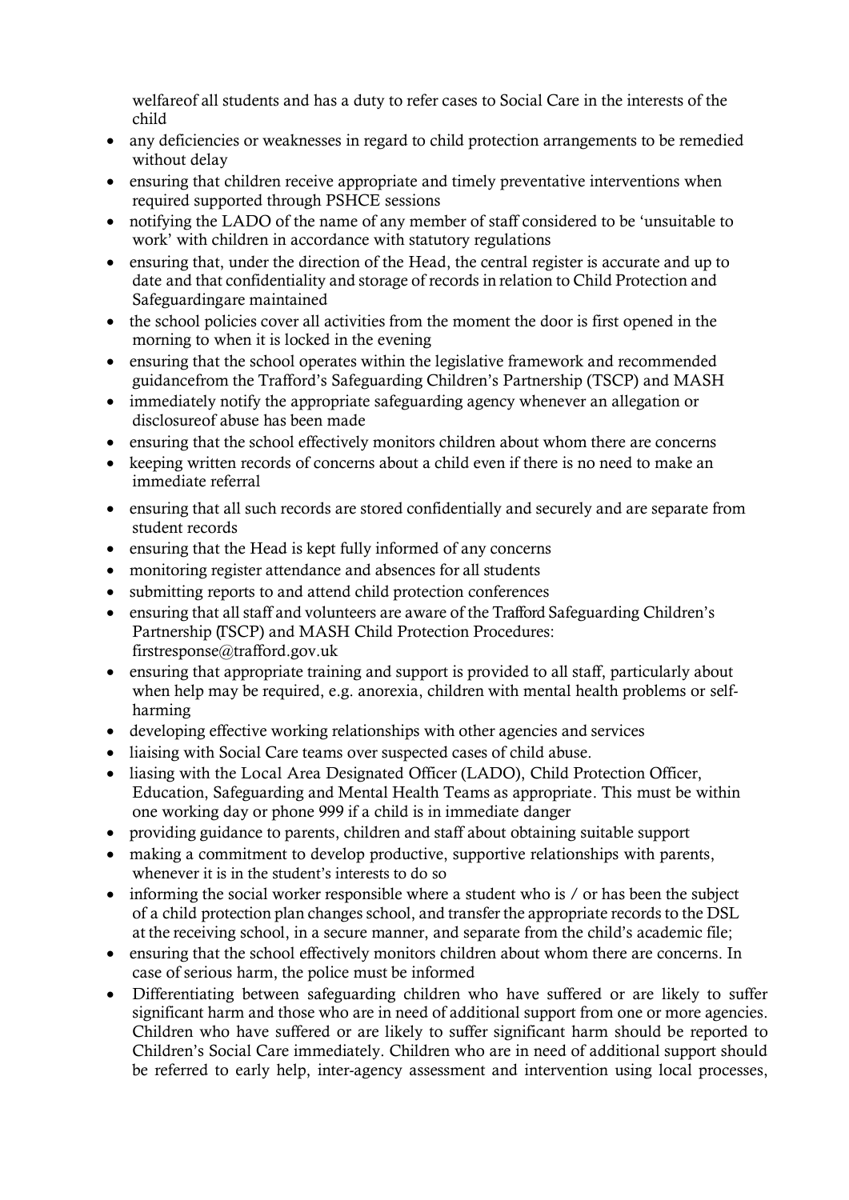welfareof all students and has a duty to refer cases to Social Care in the interests of the child

- any deficiencies or weaknesses in regard to child protection arrangements to be remedied without delay
- ensuring that children receive appropriate and timely preventative interventions when required supported through PSHCE sessions
- notifying the LADO of the name of any member of staff considered to be 'unsuitable to work' with children in accordance with statutory regulations
- ensuring that, under the direction of the Head, the central register is accurate and up to date and that confidentiality and storage of records in relation to Child Protection and Safeguardingare maintained
- the school policies cover all activities from the moment the door is first opened in the morning to when it is locked in the evening
- ensuring that the school operates within the legislative framework and recommended guidancefrom the Trafford's Safeguarding Children's Partnership (TSCP) and MASH
- immediately notify the appropriate safeguarding agency whenever an allegation or disclosureof abuse has been made
- ensuring that the school effectively monitors children about whom there are concerns
- keeping written records of concerns about a child even if there is no need to make an immediate referral
- ensuring that all such records are stored confidentially and securely and are separate from student records
- ensuring that the Head is kept fully informed of any concerns
- monitoring register attendance and absences for all students
- submitting reports to and attend child protection conferences
- ensuring that all staff and volunteers are aware of the Trafford Safeguarding Children's Partnership (TSCP) and MASH Child Protection Procedures: firstresponse@trafford.gov.uk
- ensuring that appropriate training and support is provided to all staff, particularly about when help may be required, e.g. anorexia, children with mental health problems or self-harming
- developing effective working relationships with other agencies and services
- liaising with Social Care teams over suspected cases of child abuse.
- liasing with the Local Area Designated Officer (LADO), Child Protection Officer, Education, Safeguarding and Mental Health Teams as appropriate. This must be within one working day or phone 999 if a child is in immediate danger
- providing guidance to parents, children and staff about obtaining suitable support
- making a commitment to develop productive, supportive relationships with parents, whenever it is in the student's interests to do so
- informing the social worker responsible where a student who is / or has been the subject of a child protection plan changes school, and transfer the appropriate records to the DSL at the receiving school, in a secure manner, and separate from the child's academic file;
- ensuring that the school effectively monitors children about whom there are concerns. In case of serious harm, the police must be informed
- Differentiating between safeguarding children who have suffered or are likely to suffer significant harm and those who are in need of additional support from one or more agencies. Children who have suffered or are likely to suffer significant harm should be reported to Children's Social Care immediately. Children who are in need of additional support should be referred to early help, inter-agency assessment and intervention using local processes,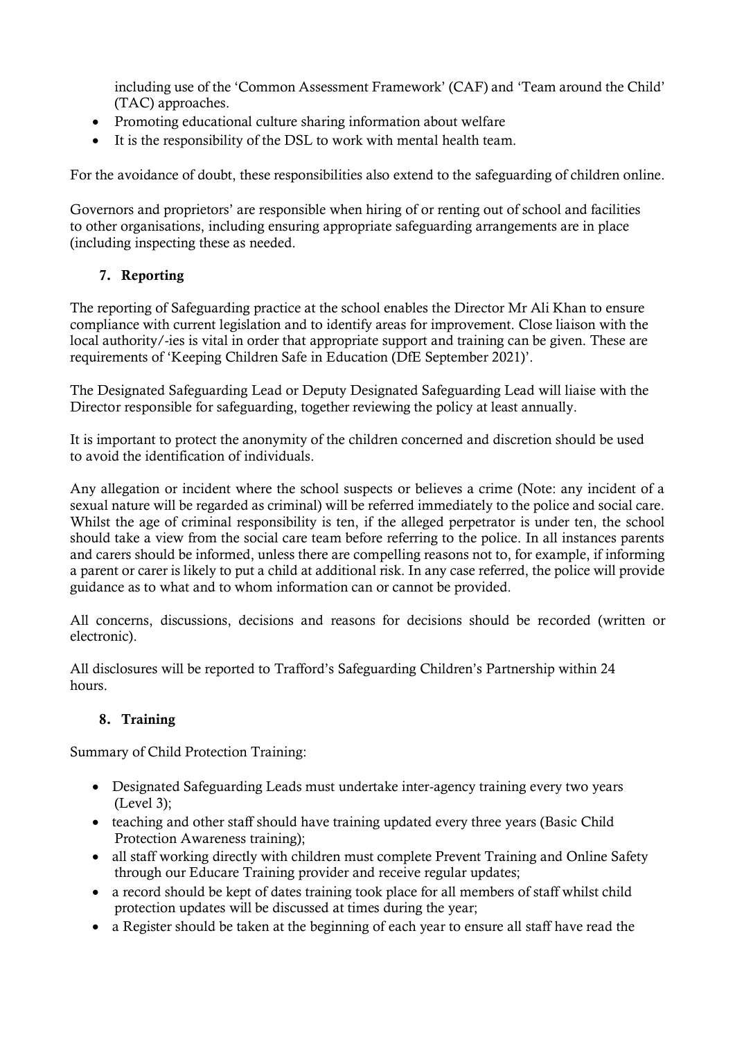including use of the 'Common Assessment Framework' (CAF) and 'Team around the Child' (TAC) approaches.

- Promoting educational culture sharing information about welfare
- It is the responsibility of the DSL to work with mental health team.

For the avoidance of doubt, these responsibilities also extend to the safeguarding of children online.

Governors and proprietors' are responsible when hiring of or renting out of school and facilities to other organisations, including ensuring appropriate safeguarding arrangements are in place (including inspecting these as needed.

### 7. Reporting

The reporting of Safeguarding practice at the school enables the Director Mr Ali Khan to ensure compliance with current legislation and to identify areas for improvement. Close liaison with the local authority/-ies is vital in order that appropriate support and training can be given. These are requirements of 'Keeping Children Safe in Education (DfE September 2021)'.

The Designated Safeguarding Lead or Deputy Designated Safeguarding Lead will liaise with the Director responsible for safeguarding, together reviewing the policy at least annually.

It is important to protect the anonymity of the children concerned and discretion should be used to avoid the identification of individuals.

Any allegation or incident where the school suspects or believes a crime (Note: any incident of a sexual nature will be regarded as criminal) will be referred immediately to the police and social care. Whilst the age of criminal responsibility is ten, if the alleged perpetrator is under ten, the school should take a view from the social care team before referring to the police. In all instances parents and carers should be informed, unless there are compelling reasons not to, for example, if informing a parent or carer is likely to put a child at additional risk. In any case referred, the police will provide guidance as to what and to whom information can or cannot be provided.

All concerns, discussions, decisions and reasons for decisions should be recorded (written or electronic).

All disclosures will be reported to Trafford's Safeguarding Children's Partnership within 24 hours.

### 8. Training

Summary of Child Protection Training:

- Designated Safeguarding Leads must undertake inter-agency training every two years (Level 3);
- teaching and other staff should have training updated every three years (Basic Child Protection Awareness training);
- all staff working directly with children must complete Prevent Training and Online Safety through our Educare Training provider and receive regular updates;
- a record should be kept of dates training took place for all members of staff whilst child protection updates will be discussed at times during the year;
- a Register should be taken at the beginning of each year to ensure all staff have read the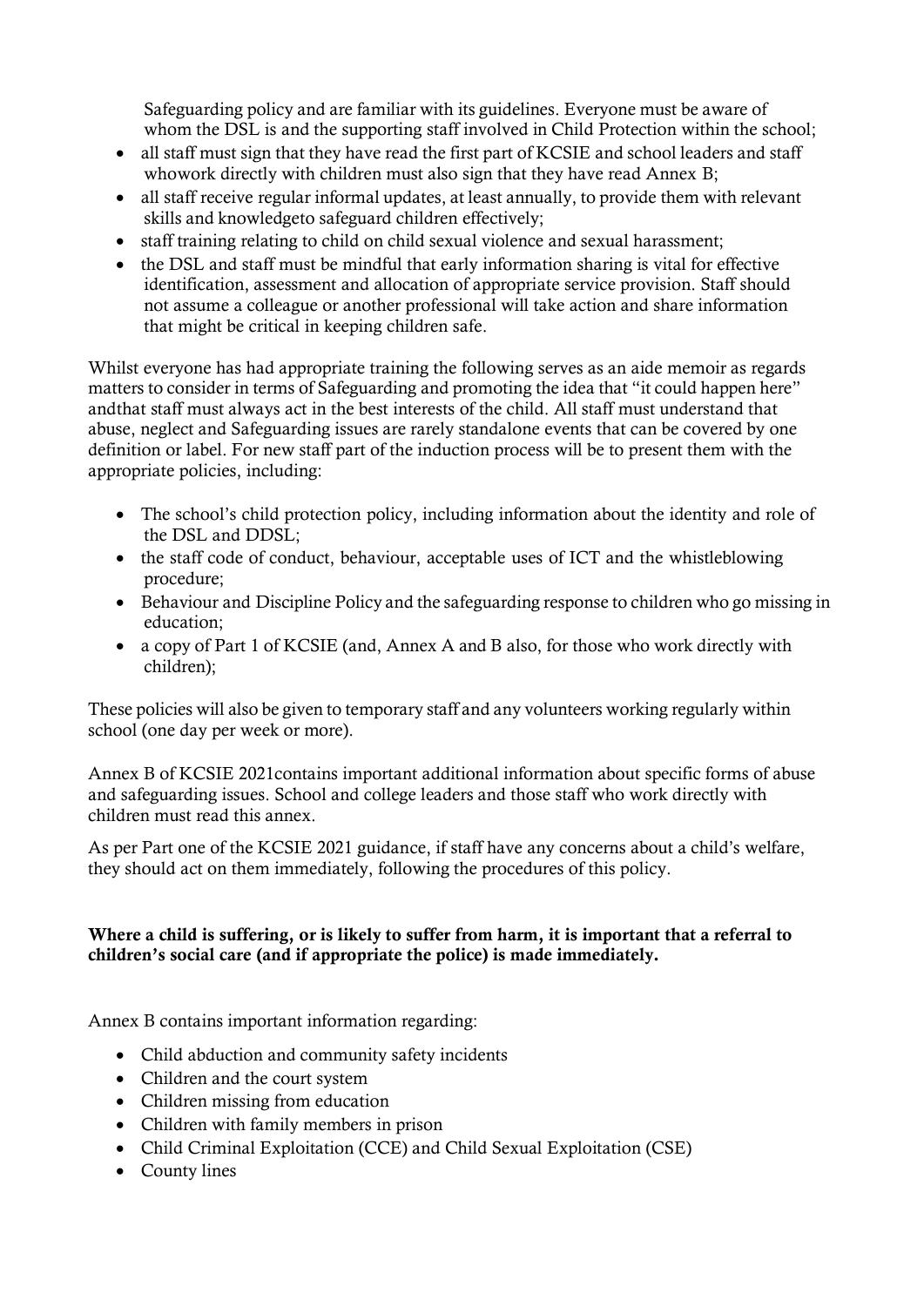Safeguarding policy and are familiar with its guidelines. Everyone must be aware of whom the DSL is and the supporting staff involved in Child Protection within the school;

- all staff must sign that they have read the first part of KCSIE and school leaders and staff whowork directly with children must also sign that they have read Annex B;
- all staff receive regular informal updates, at least annually, to provide them with relevant skills and knowledgeto safeguard children effectively;
- staff training relating to child on child sexual violence and sexual harassment;
- the DSL and staff must be mindful that early information sharing is vital for effective identification, assessment and allocation of appropriate service provision. Staff should not assume a colleague or another professional will take action and share information that might be critical in keeping children safe.

Whilst everyone has had appropriate training the following serves as an aide memoir as regards matters to consider in terms of Safeguarding and promoting the idea that "it could happen here" andthat staff must always act in the best interests of the child. All staff must understand that abuse, neglect and Safeguarding issues are rarely standalone events that can be covered by one definition or label. For new staff part of the induction process will be to present them with the appropriate policies, including:

- The school's child protection policy, including information about the identity and role of the DSL and DDSL;
- the staff code of conduct, behaviour, acceptable uses of ICT and the whistleblowing procedure;
- Behaviour and Discipline Policy and the safeguarding response to children who go missing in education;
- a copy of Part 1 of KCSIE (and, Annex A and B also, for those who work directly with children);

These policies will also be given to temporary staff and any volunteers working regularly within school (one day per week or more).

Annex B of KCSIE 2021contains important additional information about specific forms of abuse and safeguarding issues. School and college leaders and those staff who work directly with children must read this annex.

As per Part one of the KCSIE 2021 guidance, if staff have any concerns about a child's welfare, they should act on them immediately, following the procedures of this policy.

**Where a child is suffering, or is likely to suffer from harm, it is important that a referral to children's social care (and if appropriate the police) is made immediately.**

Annex B contains important information regarding:

- Child abduction and community safety incidents
- Children and the court system
- Children missing from education
- Children with family members in prison
- Child Criminal Exploitation (CCE) and Child Sexual Exploitation (CSE)
- County lines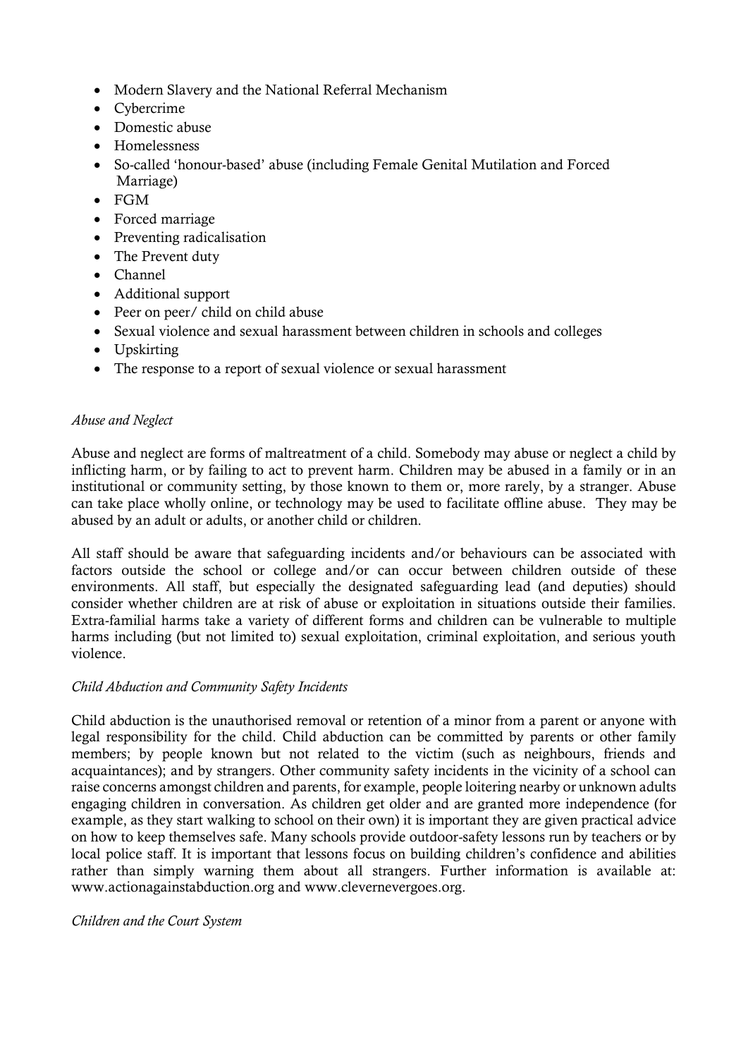- Modern Slavery and the National Referral Mechanism
- Cybercrime
- Domestic abuse
- Homelessness
- So-called 'honour-based' abuse (including Female Genital Mutilation and Forced Marriage)
- FGM
- Forced marriage
- Preventing radicalisation
- The Prevent duty
- Channel
- Additional support
- Peer on peer/ child on child abuse
- Sexual violence and sexual harassment between children in schools and colleges
- Upskirting
- The response to a report of sexual violence or sexual harassment

*Abuse and Neglect*

Abuse and neglect are forms of maltreatment of a child. Somebody may abuse or neglect a child by inflicting harm, or by failing to act to prevent harm. Children may be abused in a family or in an institutional or community setting, by those known to them or, more rarely, by a stranger. Abuse can take place wholly online, or technology may be used to facilitate offline abuse. They may be abused by an adult or adults, or another child or children.

All staff should be aware that safeguarding incidents and/or behaviours can be associated with factors outside the school or college and/or can occur between children outside of these environments. All staff, but especially the designated safeguarding lead (and deputies) should consider whether children are at risk of abuse or exploitation in situations outside their families. Extra-familial harms take a variety of different forms and children can be vulnerable to multiple harms including (but not limited to) sexual exploitation, criminal exploitation, and serious youth violence.

*Child Abduction and Community Safety Incidents*

Child abduction is the unauthorised removal or retention of a minor from a parent or anyone with legal responsibility for the child. Child abduction can be committed by parents or other family members; by people known but not related to the victim (such as neighbours, friends and acquaintances); and by strangers. Other community safety incidents in the vicinity of a school can raise concerns amongst children and parents, for example, people loitering nearby or unknown adults engaging children in conversation. As children get older and are granted more independence (for example, as they start walking to school on their own) it is important they are given practical advice on how to keep themselves safe. Many schools provide outdoor-safety lessons run by teachers or by local police staff. It is important that lessons focus on building children's confidence and abilities rather than simply warning them about all strangers. Further information is available at: www.actionagainstabduction.org and www.clevernevergoes.org.

*Children and the Court System*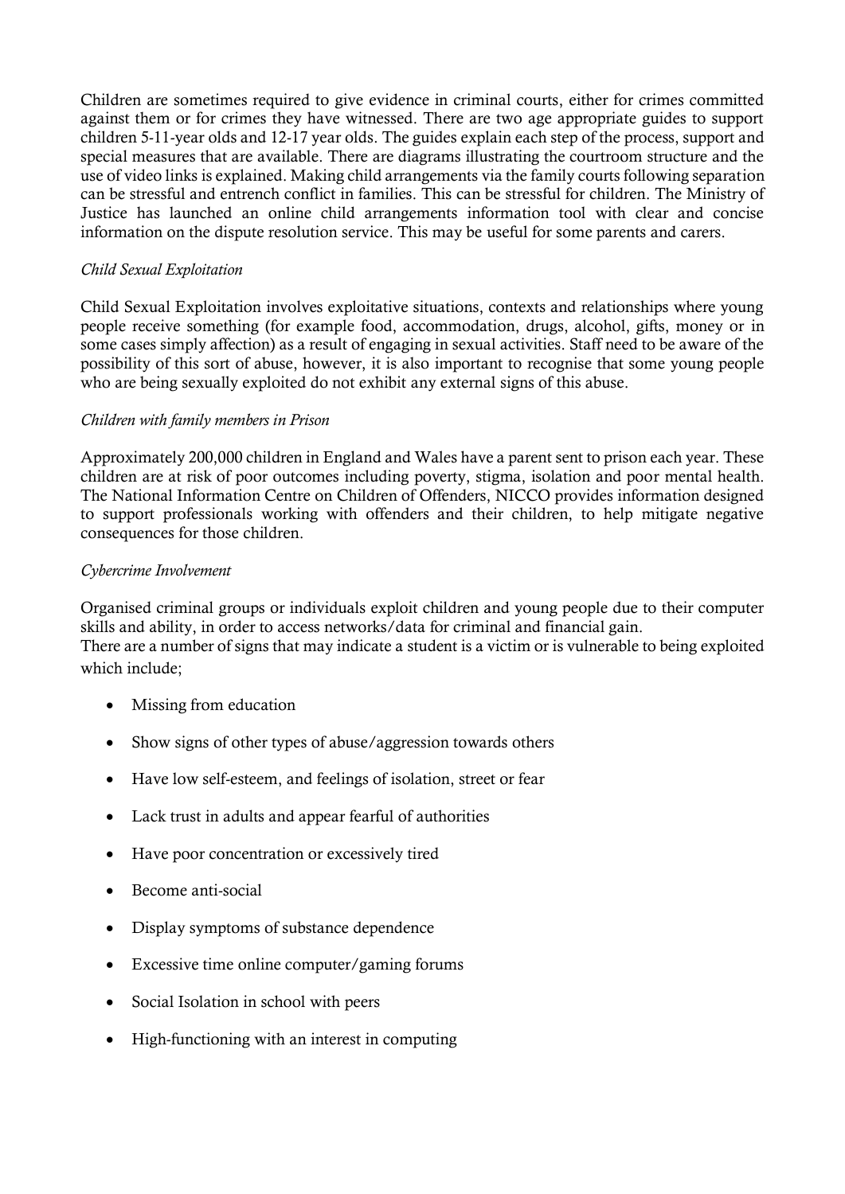Children are sometimes required to give evidence in criminal courts, either for crimes committed against them or for crimes they have witnessed. There are two age appropriate guides to support children 5-11-year olds and 12-17 year olds. The guides explain each step of the process, support and special measures that are available. There are diagrams illustrating the courtroom structure and the use of video links is explained. Making child arrangements via the family courts following separation can be stressful and entrench conflict in families. This can be stressful for children. The Ministry of Justice has launched an online child arrangements information tool with clear and concise information on the dispute resolution service. This may be useful for some parents and carers.

*Child Sexual Exploitation*

Child Sexual Exploitation involves exploitative situations, contexts and relationships where young people receive something (for example food, accommodation, drugs, alcohol, gifts, money or in some cases simply affection) as a result of engaging in sexual activities. Staff need to be aware of the possibility of this sort of abuse, however, it is also important to recognise that some young people who are being sexually exploited do not exhibit any external signs of this abuse.

*Children with family members in Prison*

Approximately 200,000 children in England and Wales have a parent sent to prison each year. These children are at risk of poor outcomes including poverty, stigma, isolation and poor mental health. The National Information Centre on Children of Offenders, NICCO provides information designed to support professionals working with offenders and their children, to help mitigate negative consequences for those children.

*Cybercrime Involvement*

Organised criminal groups or individuals exploit children and young people due to their computer skills and ability, in order to access networks/data for criminal and financial gain.
There are a number of signs that may indicate a student is a victim or is vulnerable to being exploited which include;

- Missing from education
- Show signs of other types of abuse/aggression towards others
- Have low self-esteem, and feelings of isolation, street or fear
- Lack trust in adults and appear fearful of authorities
- Have poor concentration or excessively tired
- Become anti-social
- Display symptoms of substance dependence
- Excessive time online computer/gaming forums
- Social Isolation in school with peers
- High-functioning with an interest in computing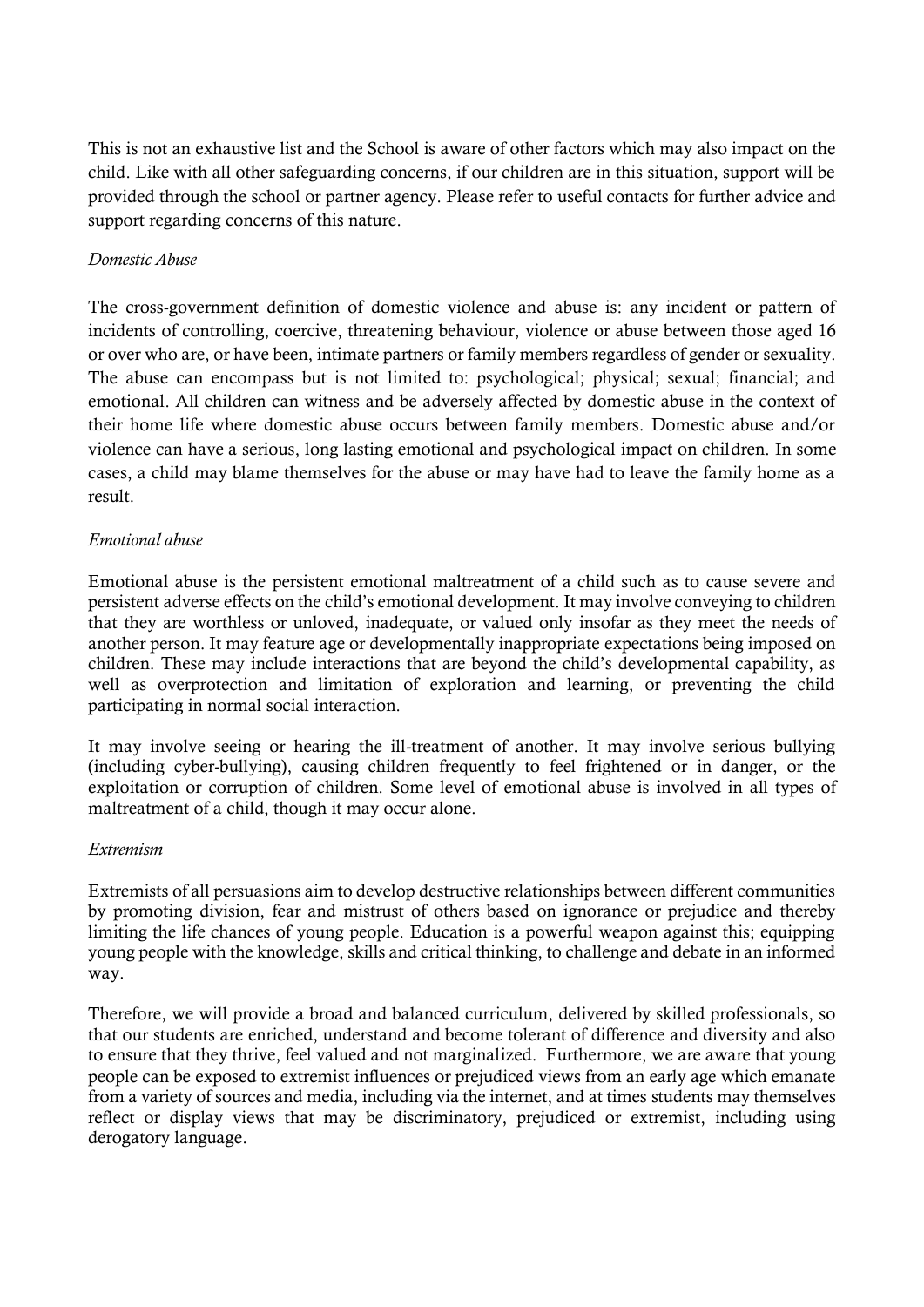This is not an exhaustive list and the School is aware of other factors which may also impact on the child. Like with all other safeguarding concerns, if our children are in this situation, support will be provided through the school or partner agency. Please refer to useful contacts for further advice and support regarding concerns of this nature.

*Domestic Abuse*

The cross-government definition of domestic violence and abuse is: any incident or pattern of incidents of controlling, coercive, threatening behaviour, violence or abuse between those aged 16 or over who are, or have been, intimate partners or family members regardless of gender or sexuality. The abuse can encompass but is not limited to: psychological; physical; sexual; financial; and emotional. All children can witness and be adversely affected by domestic abuse in the context of their home life where domestic abuse occurs between family members. Domestic abuse and/or violence can have a serious, long lasting emotional and psychological impact on children. In some cases, a child may blame themselves for the abuse or may have had to leave the family home as a result.

*Emotional abuse*

Emotional abuse is the persistent emotional maltreatment of a child such as to cause severe and persistent adverse effects on the child's emotional development. It may involve conveying to children that they are worthless or unloved, inadequate, or valued only insofar as they meet the needs of another person. It may feature age or developmentally inappropriate expectations being imposed on children. These may include interactions that are beyond the child's developmental capability, as well as overprotection and limitation of exploration and learning, or preventing the child participating in normal social interaction.

It may involve seeing or hearing the ill-treatment of another. It may involve serious bullying (including cyber-bullying), causing children frequently to feel frightened or in danger, or the exploitation or corruption of children. Some level of emotional abuse is involved in all types of maltreatment of a child, though it may occur alone.

*Extremism*

Extremists of all persuasions aim to develop destructive relationships between different communities by promoting division, fear and mistrust of others based on ignorance or prejudice and thereby limiting the life chances of young people. Education is a powerful weapon against this; equipping young people with the knowledge, skills and critical thinking, to challenge and debate in an informed way.

Therefore, we will provide a broad and balanced curriculum, delivered by skilled professionals, so that our students are enriched, understand and become tolerant of difference and diversity and also to ensure that they thrive, feel valued and not marginalized. Furthermore, we are aware that young people can be exposed to extremist influences or prejudiced views from an early age which emanate from a variety of sources and media, including via the internet, and at times students may themselves reflect or display views that may be discriminatory, prejudiced or extremist, including using derogatory language.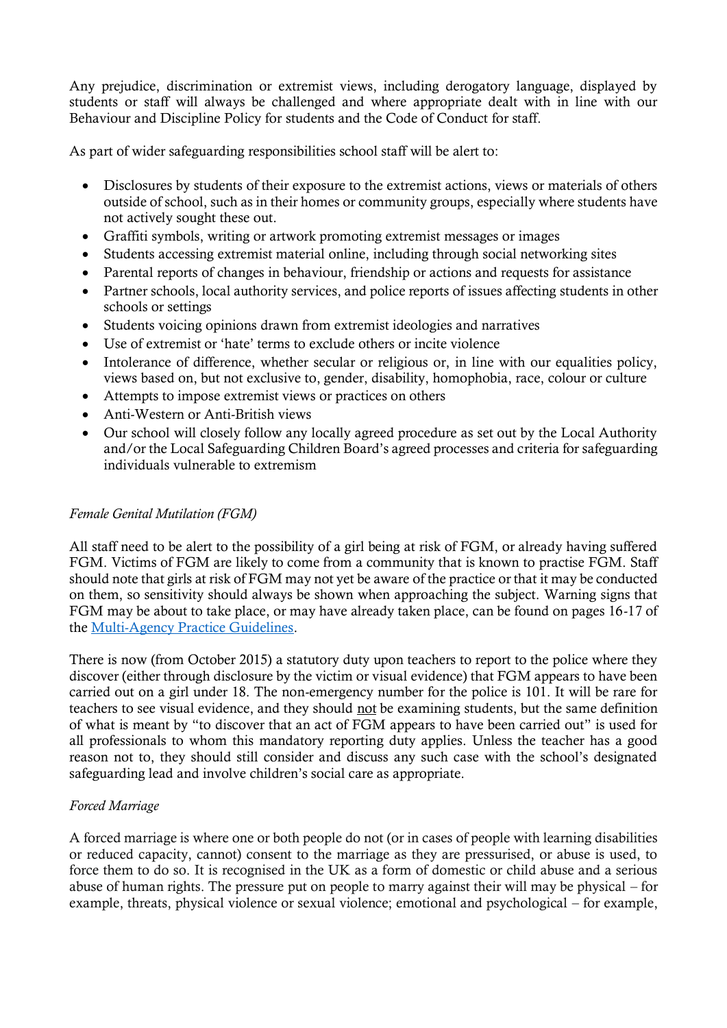Any prejudice, discrimination or extremist views, including derogatory language, displayed by students or staff will always be challenged and where appropriate dealt with in line with our Behaviour and Discipline Policy for students and the Code of Conduct for staff.

As part of wider safeguarding responsibilities school staff will be alert to:

- Disclosures by students of their exposure to the extremist actions, views or materials of others outside of school, such as in their homes or community groups, especially where students have not actively sought these out.
- Graffiti symbols, writing or artwork promoting extremist messages or images
- Students accessing extremist material online, including through social networking sites
- Parental reports of changes in behaviour, friendship or actions and requests for assistance
- Partner schools, local authority services, and police reports of issues affecting students in other schools or settings
- Students voicing opinions drawn from extremist ideologies and narratives
- Use of extremist or 'hate' terms to exclude others or incite violence
- Intolerance of difference, whether secular or religious or, in line with our equalities policy, views based on, but not exclusive to, gender, disability, homophobia, race, colour or culture
- Attempts to impose extremist views or practices on others
- Anti-Western or Anti-British views
- Our school will closely follow any locally agreed procedure as set out by the Local Authority and/or the Local Safeguarding Children Board's agreed processes and criteria for safeguarding individuals vulnerable to extremism

*Female Genital Mutilation (FGM)*

All staff need to be alert to the possibility of a girl being at risk of FGM, or already having suffered FGM. Victims of FGM are likely to come from a community that is known to practise FGM. Staff should note that girls at risk of FGM may not yet be aware of the practice or that it may be conducted on them, so sensitivity should always be shown when approaching the subject. Warning signs that FGM may be about to take place, or may have already taken place, can be found on pages 16-17 of the [Multi-Agency Practice Guidelines](#).

There is now (from October 2015) a statutory duty upon teachers to report to the police where they discover (either through disclosure by the victim or visual evidence) that FGM appears to have been carried out on a girl under 18. The non-emergency number for the police is 101. It will be rare for teachers to see visual evidence, and they should not be examining students, but the same definition of what is meant by "to discover that an act of FGM appears to have been carried out" is used for all professionals to whom this mandatory reporting duty applies. Unless the teacher has a good reason not to, they should still consider and discuss any such case with the school's designated safeguarding lead and involve children's social care as appropriate.

*Forced Marriage*

A forced marriage is where one or both people do not (or in cases of people with learning disabilities or reduced capacity, cannot) consent to the marriage as they are pressurised, or abuse is used, to force them to do so. It is recognised in the UK as a form of domestic or child abuse and a serious abuse of human rights. The pressure put on people to marry against their will may be physical – for example, threats, physical violence or sexual violence; emotional and psychological – for example,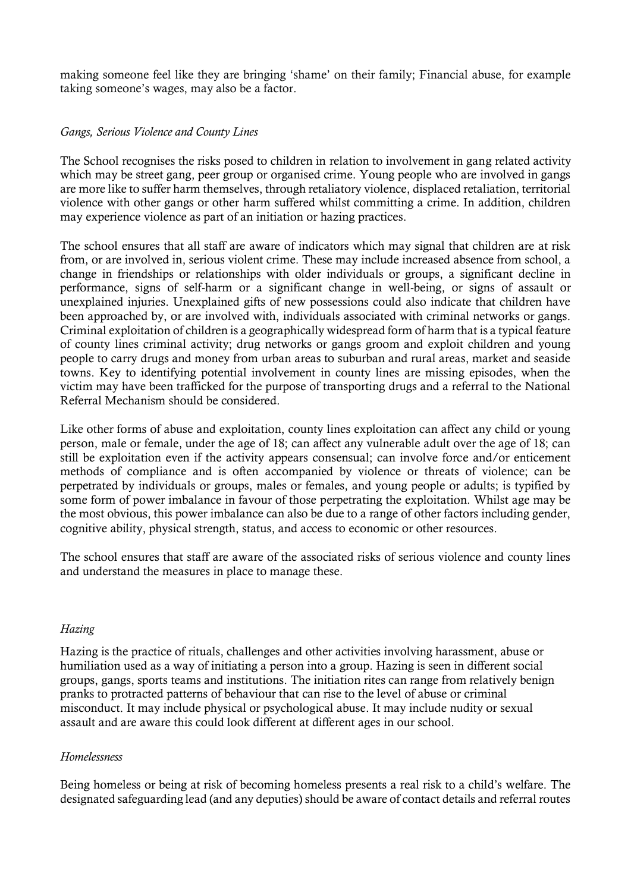making someone feel like they are bringing 'shame' on their family; Financial abuse, for example taking someone's wages, may also be a factor.

*Gangs, Serious Violence and County Lines*

The School recognises the risks posed to children in relation to involvement in gang related activity which may be street gang, peer group or organised crime. Young people who are involved in gangs are more like to suffer harm themselves, through retaliatory violence, displaced retaliation, territorial violence with other gangs or other harm suffered whilst committing a crime. In addition, children may experience violence as part of an initiation or hazing practices.

The school ensures that all staff are aware of indicators which may signal that children are at risk from, or are involved in, serious violent crime. These may include increased absence from school, a change in friendships or relationships with older individuals or groups, a significant decline in performance, signs of self-harm or a significant change in well-being, or signs of assault or unexplained injuries. Unexplained gifts of new possessions could also indicate that children have been approached by, or are involved with, individuals associated with criminal networks or gangs. Criminal exploitation of children is a geographically widespread form of harm that is a typical feature of county lines criminal activity; drug networks or gangs groom and exploit children and young people to carry drugs and money from urban areas to suburban and rural areas, market and seaside towns. Key to identifying potential involvement in county lines are missing episodes, when the victim may have been trafficked for the purpose of transporting drugs and a referral to the National Referral Mechanism should be considered.

Like other forms of abuse and exploitation, county lines exploitation can affect any child or young person, male or female, under the age of 18; can affect any vulnerable adult over the age of 18; can still be exploitation even if the activity appears consensual; can involve force and/or enticement methods of compliance and is often accompanied by violence or threats of violence; can be perpetrated by individuals or groups, males or females, and young people or adults; is typified by some form of power imbalance in favour of those perpetrating the exploitation. Whilst age may be the most obvious, this power imbalance can also be due to a range of other factors including gender, cognitive ability, physical strength, status, and access to economic or other resources.

The school ensures that staff are aware of the associated risks of serious violence and county lines and understand the measures in place to manage these.

*Hazing*

Hazing is the practice of rituals, challenges and other activities involving harassment, abuse or humiliation used as a way of initiating a person into a group. Hazing is seen in different social groups, gangs, sports teams and institutions. The initiation rites can range from relatively benign pranks to protracted patterns of behaviour that can rise to the level of abuse or criminal misconduct. It may include physical or psychological abuse. It may include nudity or sexual assault and are aware this could look different at different ages in our school.

*Homelessness*

Being homeless or being at risk of becoming homeless presents a real risk to a child's welfare. The designated safeguarding lead (and any deputies) should be aware of contact details and referral routes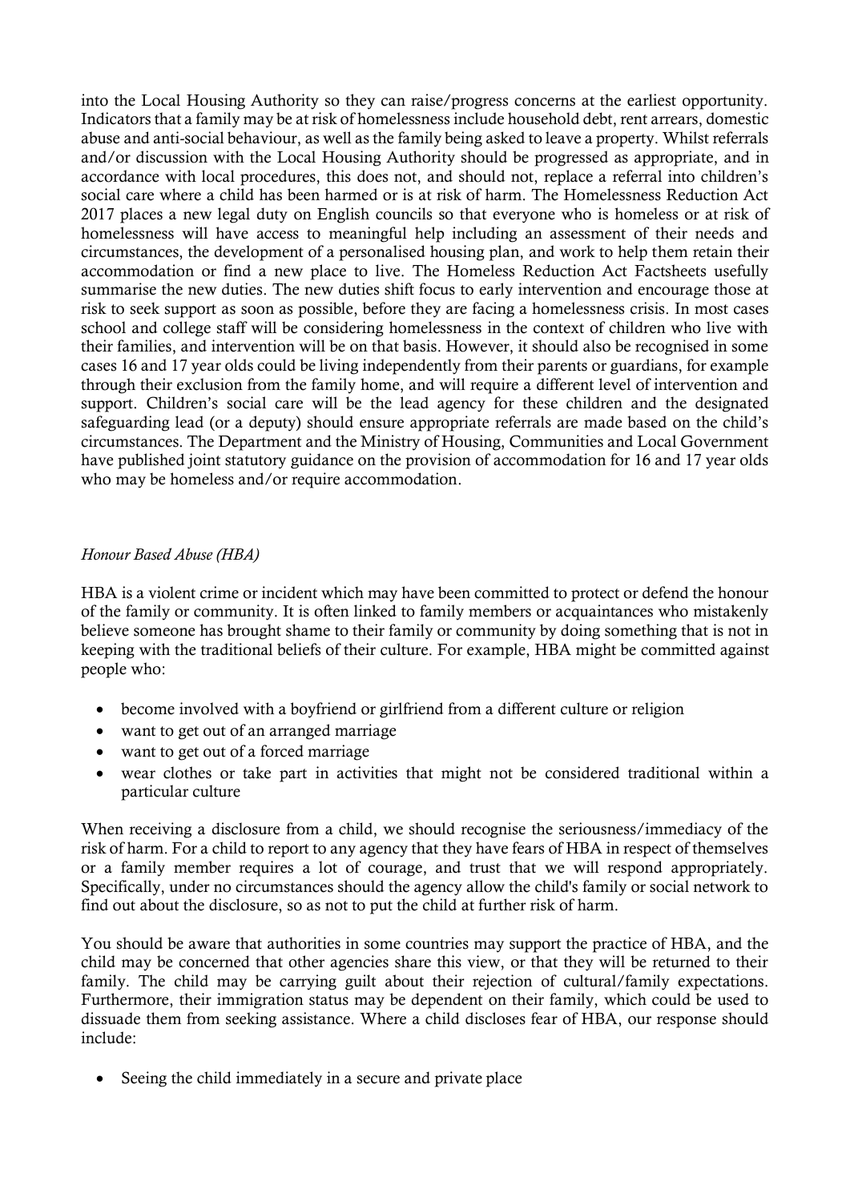into the Local Housing Authority so they can raise/progress concerns at the earliest opportunity. Indicators that a family may be at risk of homelessness include household debt, rent arrears, domestic abuse and anti-social behaviour, as well as the family being asked to leave a property. Whilst referrals and/or discussion with the Local Housing Authority should be progressed as appropriate, and in accordance with local procedures, this does not, and should not, replace a referral into children's social care where a child has been harmed or is at risk of harm. The Homelessness Reduction Act 2017 places a new legal duty on English councils so that everyone who is homeless or at risk of homelessness will have access to meaningful help including an assessment of their needs and circumstances, the development of a personalised housing plan, and work to help them retain their accommodation or find a new place to live. The Homeless Reduction Act Factsheets usefully summarise the new duties. The new duties shift focus to early intervention and encourage those at risk to seek support as soon as possible, before they are facing a homelessness crisis. In most cases school and college staff will be considering homelessness in the context of children who live with their families, and intervention will be on that basis. However, it should also be recognised in some cases 16 and 17 year olds could be living independently from their parents or guardians, for example through their exclusion from the family home, and will require a different level of intervention and support. Children's social care will be the lead agency for these children and the designated safeguarding lead (or a deputy) should ensure appropriate referrals are made based on the child's circumstances. The Department and the Ministry of Housing, Communities and Local Government have published joint statutory guidance on the provision of accommodation for 16 and 17 year olds who may be homeless and/or require accommodation.

*Honour Based Abuse (HBA)*

HBA is a violent crime or incident which may have been committed to protect or defend the honour of the family or community. It is often linked to family members or acquaintances who mistakenly believe someone has brought shame to their family or community by doing something that is not in keeping with the traditional beliefs of their culture. For example, HBA might be committed against people who:

- become involved with a boyfriend or girlfriend from a different culture or religion
- want to get out of an arranged marriage
- want to get out of a forced marriage
- wear clothes or take part in activities that might not be considered traditional within a particular culture

When receiving a disclosure from a child, we should recognise the seriousness/immediacy of the risk of harm. For a child to report to any agency that they have fears of HBA in respect of themselves or a family member requires a lot of courage, and trust that we will respond appropriately. Specifically, under no circumstances should the agency allow the child's family or social network to find out about the disclosure, so as not to put the child at further risk of harm.

You should be aware that authorities in some countries may support the practice of HBA, and the child may be concerned that other agencies share this view, or that they will be returned to their family. The child may be carrying guilt about their rejection of cultural/family expectations. Furthermore, their immigration status may be dependent on their family, which could be used to dissuade them from seeking assistance. Where a child discloses fear of HBA, our response should include:

- Seeing the child immediately in a secure and private place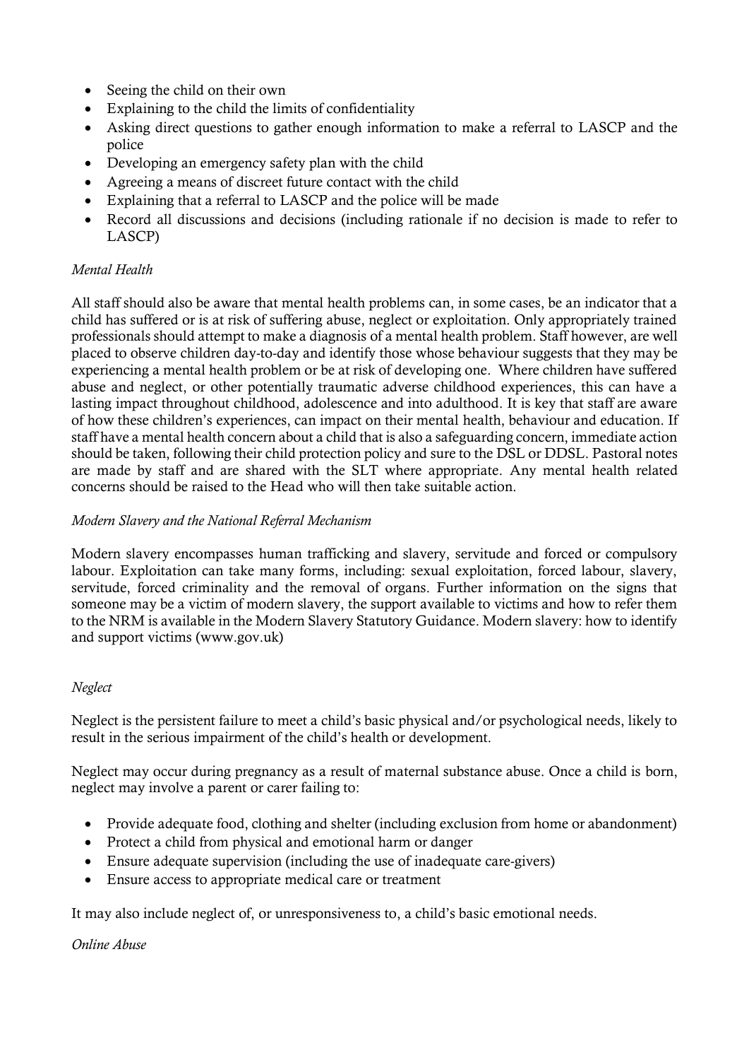- Seeing the child on their own
- Explaining to the child the limits of confidentiality
- Asking direct questions to gather enough information to make a referral to LASCP and the police
- Developing an emergency safety plan with the child
- Agreeing a means of discreet future contact with the child
- Explaining that a referral to LASCP and the police will be made
- Record all discussions and decisions (including rationale if no decision is made to refer to LASCP)

*Mental Health*

All staff should also be aware that mental health problems can, in some cases, be an indicator that a child has suffered or is at risk of suffering abuse, neglect or exploitation. Only appropriately trained professionals should attempt to make a diagnosis of a mental health problem. Staff however, are well placed to observe children day-to-day and identify those whose behaviour suggests that they may be experiencing a mental health problem or be at risk of developing one. Where children have suffered abuse and neglect, or other potentially traumatic adverse childhood experiences, this can have a lasting impact throughout childhood, adolescence and into adulthood. It is key that staff are aware of how these children's experiences, can impact on their mental health, behaviour and education. If staff have a mental health concern about a child that is also a safeguarding concern, immediate action should be taken, following their child protection policy and sure to the DSL or DDSL. Pastoral notes are made by staff and are shared with the SLT where appropriate. Any mental health related concerns should be raised to the Head who will then take suitable action.

*Modern Slavery and the National Referral Mechanism*

Modern slavery encompasses human trafficking and slavery, servitude and forced or compulsory labour. Exploitation can take many forms, including: sexual exploitation, forced labour, slavery, servitude, forced criminality and the removal of organs. Further information on the signs that someone may be a victim of modern slavery, the support available to victims and how to refer them to the NRM is available in the Modern Slavery Statutory Guidance. Modern slavery: how to identify and support victims (www.gov.uk)

*Neglect*

Neglect is the persistent failure to meet a child's basic physical and/or psychological needs, likely to result in the serious impairment of the child's health or development.

Neglect may occur during pregnancy as a result of maternal substance abuse. Once a child is born, neglect may involve a parent or carer failing to:

- Provide adequate food, clothing and shelter (including exclusion from home or abandonment)
- Protect a child from physical and emotional harm or danger
- Ensure adequate supervision (including the use of inadequate care-givers)
- Ensure access to appropriate medical care or treatment

It may also include neglect of, or unresponsiveness to, a child's basic emotional needs.

*Online Abuse*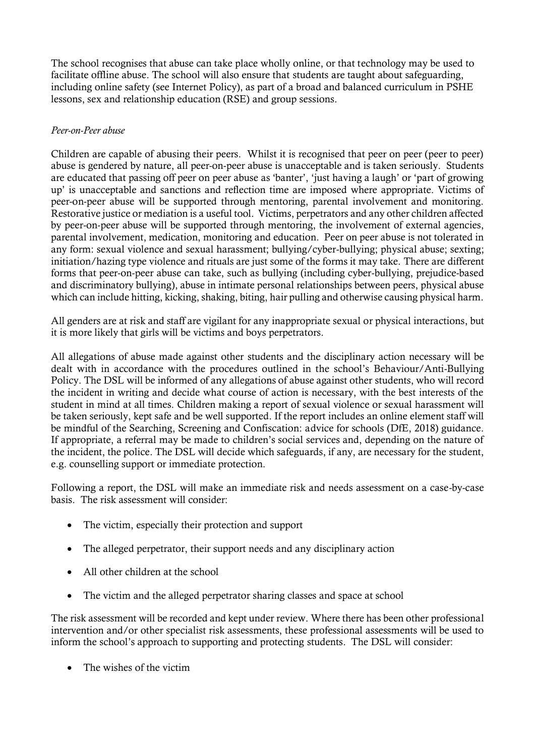The school recognises that abuse can take place wholly online, or that technology may be used to facilitate offline abuse. The school will also ensure that students are taught about safeguarding, including online safety (see Internet Policy), as part of a broad and balanced curriculum in PSHE lessons, sex and relationship education (RSE) and group sessions.

*Peer-on-Peer abuse*

Children are capable of abusing their peers. Whilst it is recognised that peer on peer (peer to peer) abuse is gendered by nature, all peer-on-peer abuse is unacceptable and is taken seriously. Students are educated that passing off peer on peer abuse as 'banter', 'just having a laugh' or 'part of growing up' is unacceptable and sanctions and reflection time are imposed where appropriate. Victims of peer-on-peer abuse will be supported through mentoring, parental involvement and monitoring. Restorative justice or mediation is a useful tool. Victims, perpetrators and any other children affected by peer-on-peer abuse will be supported through mentoring, the involvement of external agencies, parental involvement, medication, monitoring and education. Peer on peer abuse is not tolerated in any form: sexual violence and sexual harassment; bullying/cyber-bullying; physical abuse; sexting; initiation/hazing type violence and rituals are just some of the forms it may take. There are different forms that peer-on-peer abuse can take, such as bullying (including cyber-bullying, prejudice-based and discriminatory bullying), abuse in intimate personal relationships between peers, physical abuse which can include hitting, kicking, shaking, biting, hair pulling and otherwise causing physical harm.

All genders are at risk and staff are vigilant for any inappropriate sexual or physical interactions, but it is more likely that girls will be victims and boys perpetrators.

All allegations of abuse made against other students and the disciplinary action necessary will be dealt with in accordance with the procedures outlined in the school's Behaviour/Anti-Bullying Policy. The DSL will be informed of any allegations of abuse against other students, who will record the incident in writing and decide what course of action is necessary, with the best interests of the student in mind at all times. Children making a report of sexual violence or sexual harassment will be taken seriously, kept safe and be well supported. If the report includes an online element staff will be mindful of the Searching, Screening and Confiscation: advice for schools (DfE, 2018) guidance. If appropriate, a referral may be made to children's social services and, depending on the nature of the incident, the police. The DSL will decide which safeguards, if any, are necessary for the student, e.g. counselling support or immediate protection.

Following a report, the DSL will make an immediate risk and needs assessment on a case-by-case basis. The risk assessment will consider:

- The victim, especially their protection and support
- The alleged perpetrator, their support needs and any disciplinary action
- All other children at the school
- The victim and the alleged perpetrator sharing classes and space at school

The risk assessment will be recorded and kept under review. Where there has been other professional intervention and/or other specialist risk assessments, these professional assessments will be used to inform the school's approach to supporting and protecting students. The DSL will consider:

- The wishes of the victim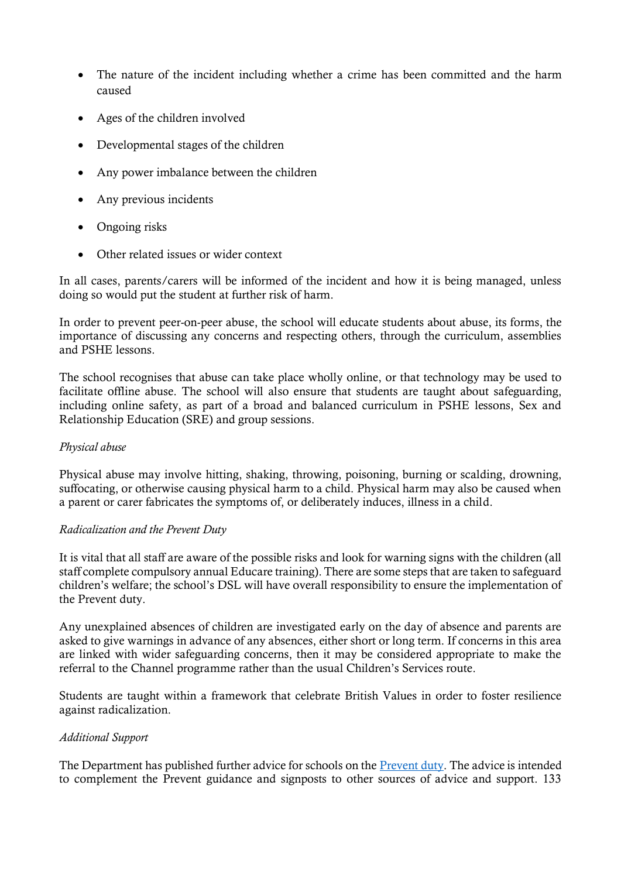- The nature of the incident including whether a crime has been committed and the harm caused
- Ages of the children involved
- Developmental stages of the children
- Any power imbalance between the children
- Any previous incidents
- Ongoing risks
- Other related issues or wider context

In all cases, parents/carers will be informed of the incident and how it is being managed, unless doing so would put the student at further risk of harm.

In order to prevent peer-on-peer abuse, the school will educate students about abuse, its forms, the importance of discussing any concerns and respecting others, through the curriculum, assemblies and PSHE lessons.

The school recognises that abuse can take place wholly online, or that technology may be used to facilitate offline abuse. The school will also ensure that students are taught about safeguarding, including online safety, as part of a broad and balanced curriculum in PSHE lessons, Sex and Relationship Education (SRE) and group sessions.

*Physical abuse*

Physical abuse may involve hitting, shaking, throwing, poisoning, burning or scalding, drowning, suffocating, or otherwise causing physical harm to a child. Physical harm may also be caused when a parent or carer fabricates the symptoms of, or deliberately induces, illness in a child.

*Radicalization and the Prevent Duty*

It is vital that all staff are aware of the possible risks and look for warning signs with the children (all staff complete compulsory annual Educare training). There are some steps that are taken to safeguard children's welfare; the school's DSL will have overall responsibility to ensure the implementation of the Prevent duty.

Any unexplained absences of children are investigated early on the day of absence and parents are asked to give warnings in advance of any absences, either short or long term. If concerns in this area are linked with wider safeguarding concerns, then it may be considered appropriate to make the referral to the Channel programme rather than the usual Children's Services route.

Students are taught within a framework that celebrate British Values in order to foster resilience against radicalization.

*Additional Support*

The Department has published further advice for schools on the [Prevent duty](). The advice is intended to complement the Prevent guidance and signposts to other sources of advice and support. 133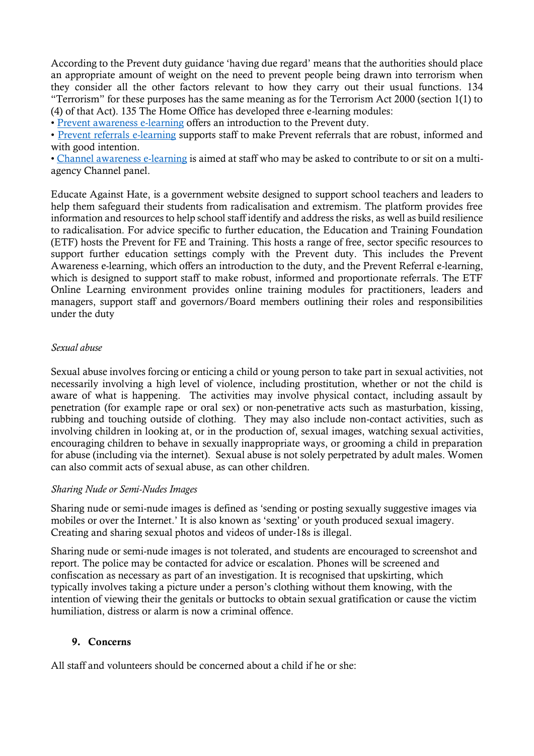According to the Prevent duty guidance 'having due regard' means that the authorities should place an appropriate amount of weight on the need to prevent people being drawn into terrorism when they consider all the other factors relevant to how they carry out their usual functions. 134 "Terrorism" for these purposes has the same meaning as for the Terrorism Act 2000 (section 1(1) to (4) of that Act). 135 The Home Office has developed three e-learning modules:

- Prevent awareness e-learning offers an introduction to the Prevent duty.
- Prevent referrals e-learning supports staff to make Prevent referrals that are robust, informed and with good intention.
- Channel awareness e-learning is aimed at staff who may be asked to contribute to or sit on a multi-agency Channel panel.

Educate Against Hate, is a government website designed to support school teachers and leaders to help them safeguard their students from radicalisation and extremism. The platform provides free information and resources to help school staff identify and address the risks, as well as build resilience to radicalisation. For advice specific to further education, the Education and Training Foundation (ETF) hosts the Prevent for FE and Training. This hosts a range of free, sector specific resources to support further education settings comply with the Prevent duty. This includes the Prevent Awareness e-learning, which offers an introduction to the duty, and the Prevent Referral e-learning, which is designed to support staff to make robust, informed and proportionate referrals. The ETF Online Learning environment provides online training modules for practitioners, leaders and managers, support staff and governors/Board members outlining their roles and responsibilities under the duty

*Sexual abuse*

Sexual abuse involves forcing or enticing a child or young person to take part in sexual activities, not necessarily involving a high level of violence, including prostitution, whether or not the child is aware of what is happening. The activities may involve physical contact, including assault by penetration (for example rape or oral sex) or non-penetrative acts such as masturbation, kissing, rubbing and touching outside of clothing. They may also include non-contact activities, such as involving children in looking at, or in the production of, sexual images, watching sexual activities, encouraging children to behave in sexually inappropriate ways, or grooming a child in preparation for abuse (including via the internet). Sexual abuse is not solely perpetrated by adult males. Women can also commit acts of sexual abuse, as can other children.

*Sharing Nude or Semi-Nudes Images*

Sharing nude or semi-nude images is defined as 'sending or posting sexually suggestive images via mobiles or over the Internet.' It is also known as 'sexting' or youth produced sexual imagery. Creating and sharing sexual photos and videos of under-18s is illegal.

Sharing nude or semi-nude images is not tolerated, and students are encouraged to screenshot and report. The police may be contacted for advice or escalation. Phones will be screened and confiscation as necessary as part of an investigation. It is recognised that upskirting, which typically involves taking a picture under a person's clothing without them knowing, with the intention of viewing their the genitals or buttocks to obtain sexual gratification or cause the victim humiliation, distress or alarm is now a criminal offence.

## 9. Concerns

All staff and volunteers should be concerned about a child if he or she: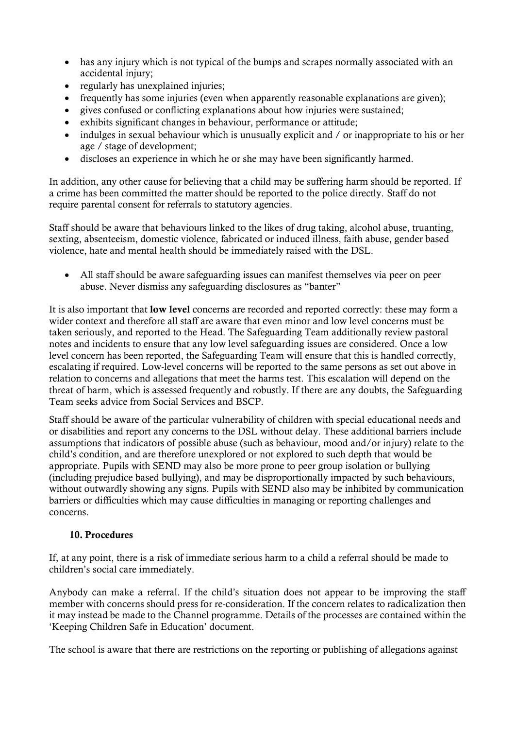- has any injury which is not typical of the bumps and scrapes normally associated with an accidental injury;
- regularly has unexplained injuries;
- frequently has some injuries (even when apparently reasonable explanations are given);
- gives confused or conflicting explanations about how injuries were sustained;
- exhibits significant changes in behaviour, performance or attitude;
- indulges in sexual behaviour which is unusually explicit and / or inappropriate to his or her age / stage of development;
- discloses an experience in which he or she may have been significantly harmed.

In addition, any other cause for believing that a child may be suffering harm should be reported. If a crime has been committed the matter should be reported to the police directly. Staff do not require parental consent for referrals to statutory agencies.

Staff should be aware that behaviours linked to the likes of drug taking, alcohol abuse, truanting, sexting, absenteeism, domestic violence, fabricated or induced illness, faith abuse, gender based violence, hate and mental health should be immediately raised with the DSL.

- All staff should be aware safeguarding issues can manifest themselves via peer on peer abuse. Never dismiss any safeguarding disclosures as "banter"

It is also important that **low level** concerns are recorded and reported correctly: these may form a wider context and therefore all staff are aware that even minor and low level concerns must be taken seriously, and reported to the Head. The Safeguarding Team additionally review pastoral notes and incidents to ensure that any low level safeguarding issues are considered. Once a low level concern has been reported, the Safeguarding Team will ensure that this is handled correctly, escalating if required. Low-level concerns will be reported to the same persons as set out above in relation to concerns and allegations that meet the harms test. This escalation will depend on the threat of harm, which is assessed frequently and robustly. If there are any doubts, the Safeguarding Team seeks advice from Social Services and BSCP.

Staff should be aware of the particular vulnerability of children with special educational needs and or disabilities and report any concerns to the DSL without delay. These additional barriers include assumptions that indicators of possible abuse (such as behaviour, mood and/or injury) relate to the child's condition, and are therefore unexplored or not explored to such depth that would be appropriate. Pupils with SEND may also be more prone to peer group isolation or bullying (including prejudice based bullying), and may be disproportionally impacted by such behaviours, without outwardly showing any signs. Pupils with SEND also may be inhibited by communication barriers or difficulties which may cause difficulties in managing or reporting challenges and concerns.

## 10. Procedures

If, at any point, there is a risk of immediate serious harm to a child a referral should be made to children's social care immediately.

Anybody can make a referral. If the child's situation does not appear to be improving the staff member with concerns should press for re-consideration. If the concern relates to radicalization then it may instead be made to the Channel programme. Details of the processes are contained within the 'Keeping Children Safe in Education' document.

The school is aware that there are restrictions on the reporting or publishing of allegations against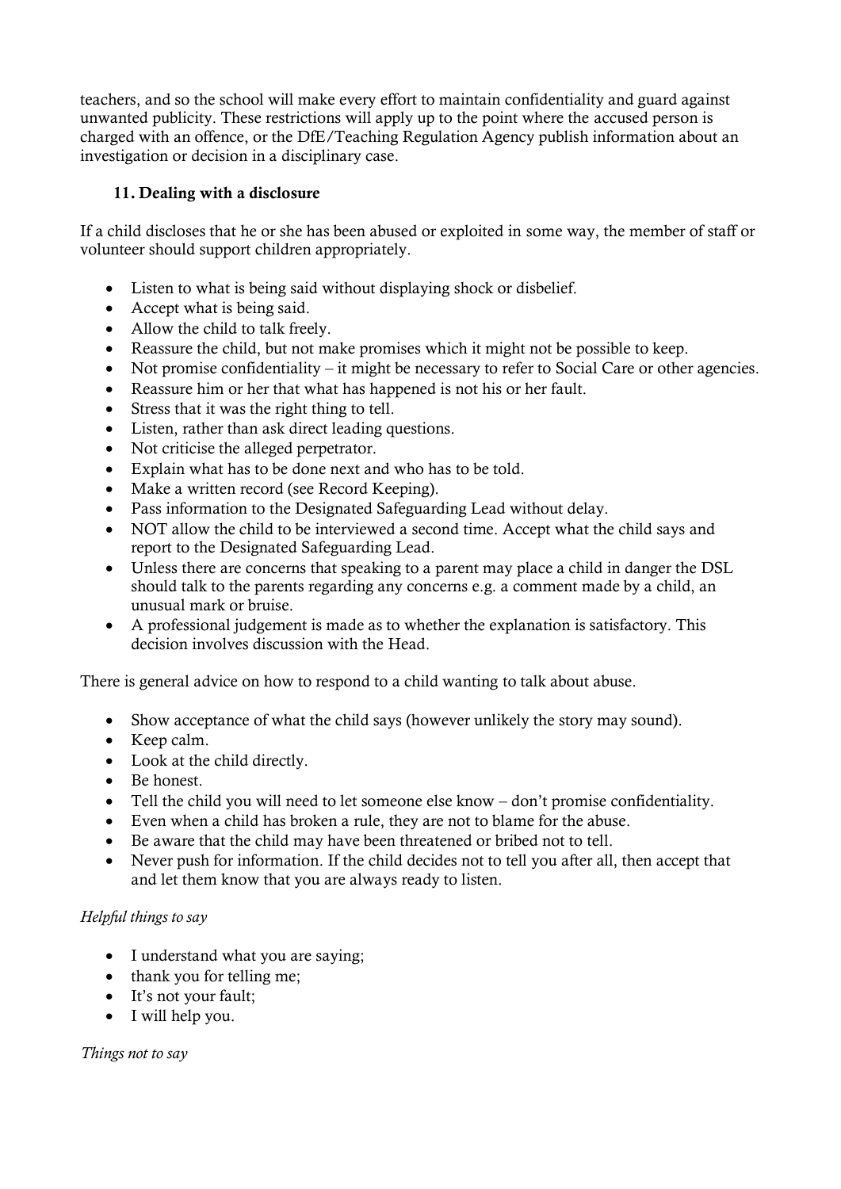teachers, and so the school will make every effort to maintain confidentiality and guard against unwanted publicity. These restrictions will apply up to the point where the accused person is charged with an offence, or the DfE/Teaching Regulation Agency publish information about an investigation or decision in a disciplinary case.

### 11. Dealing with a disclosure

If a child discloses that he or she has been abused or exploited in some way, the member of staff or volunteer should support children appropriately.

- Listen to what is being said without displaying shock or disbelief.
- Accept what is being said.
- Allow the child to talk freely.
- Reassure the child, but not make promises which it might not be possible to keep.
- Not promise confidentiality – it might be necessary to refer to Social Care or other agencies.
- Reassure him or her that what has happened is not his or her fault.
- Stress that it was the right thing to tell.
- Listen, rather than ask direct leading questions.
- Not criticise the alleged perpetrator.
- Explain what has to be done next and who has to be told.
- Make a written record (see Record Keeping).
- Pass information to the Designated Safeguarding Lead without delay.
- NOT allow the child to be interviewed a second time. Accept what the child says and report to the Designated Safeguarding Lead.
- Unless there are concerns that speaking to a parent may place a child in danger the DSL should talk to the parents regarding any concerns e.g. a comment made by a child, an unusual mark or bruise.
- A professional judgement is made as to whether the explanation is satisfactory. This decision involves discussion with the Head.

There is general advice on how to respond to a child wanting to talk about abuse.

- Show acceptance of what the child says (however unlikely the story may sound).
- Keep calm.
- Look at the child directly.
- Be honest.
- Tell the child you will need to let someone else know – don't promise confidentiality.
- Even when a child has broken a rule, they are not to blame for the abuse.
- Be aware that the child may have been threatened or bribed not to tell.
- Never push for information. If the child decides not to tell you after all, then accept that and let them know that you are always ready to listen.

*Helpful things to say*

- I understand what you are saying;
- thank you for telling me;
- It's not your fault;
- I will help you.

*Things not to say*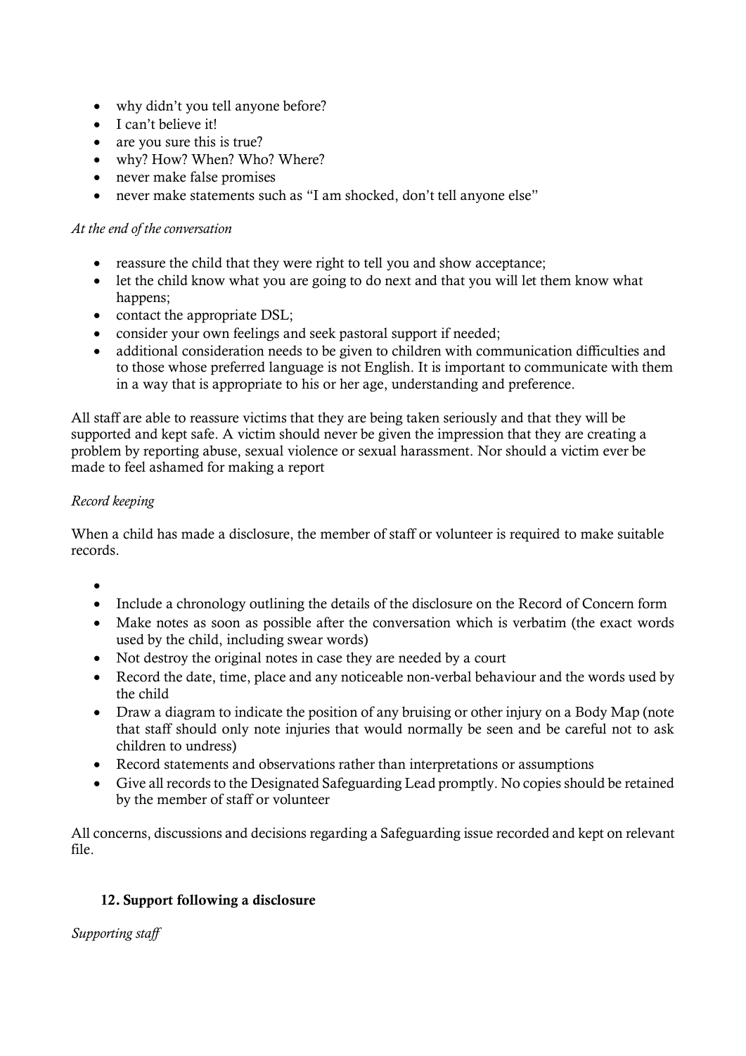- why didn't you tell anyone before?
- I can't believe it!
- are you sure this is true?
- why? How? When? Who? Where?
- never make false promises
- never make statements such as "I am shocked, don't tell anyone else"

*At the end of the conversation*

- reassure the child that they were right to tell you and show acceptance;
- let the child know what you are going to do next and that you will let them know what happens;
- contact the appropriate DSL;
- consider your own feelings and seek pastoral support if needed;
- additional consideration needs to be given to children with communication difficulties and to those whose preferred language is not English. It is important to communicate with them in a way that is appropriate to his or her age, understanding and preference.

All staff are able to reassure victims that they are being taken seriously and that they will be supported and kept safe. A victim should never be given the impression that they are creating a problem by reporting abuse, sexual violence or sexual harassment. Nor should a victim ever be made to feel ashamed for making a report

*Record keeping*

When a child has made a disclosure, the member of staff or volunteer is required to make suitable records.

- 
- Include a chronology outlining the details of the disclosure on the Record of Concern form
- Make notes as soon as possible after the conversation which is verbatim (the exact words used by the child, including swear words)
- Not destroy the original notes in case they are needed by a court
- Record the date, time, place and any noticeable non-verbal behaviour and the words used by the child
- Draw a diagram to indicate the position of any bruising or other injury on a Body Map (note that staff should only note injuries that would normally be seen and be careful not to ask children to undress)
- Record statements and observations rather than interpretations or assumptions
- Give all records to the Designated Safeguarding Lead promptly. No copies should be retained by the member of staff or volunteer

All concerns, discussions and decisions regarding a Safeguarding issue recorded and kept on relevant file.

## 12. Support following a disclosure

*Supporting staff*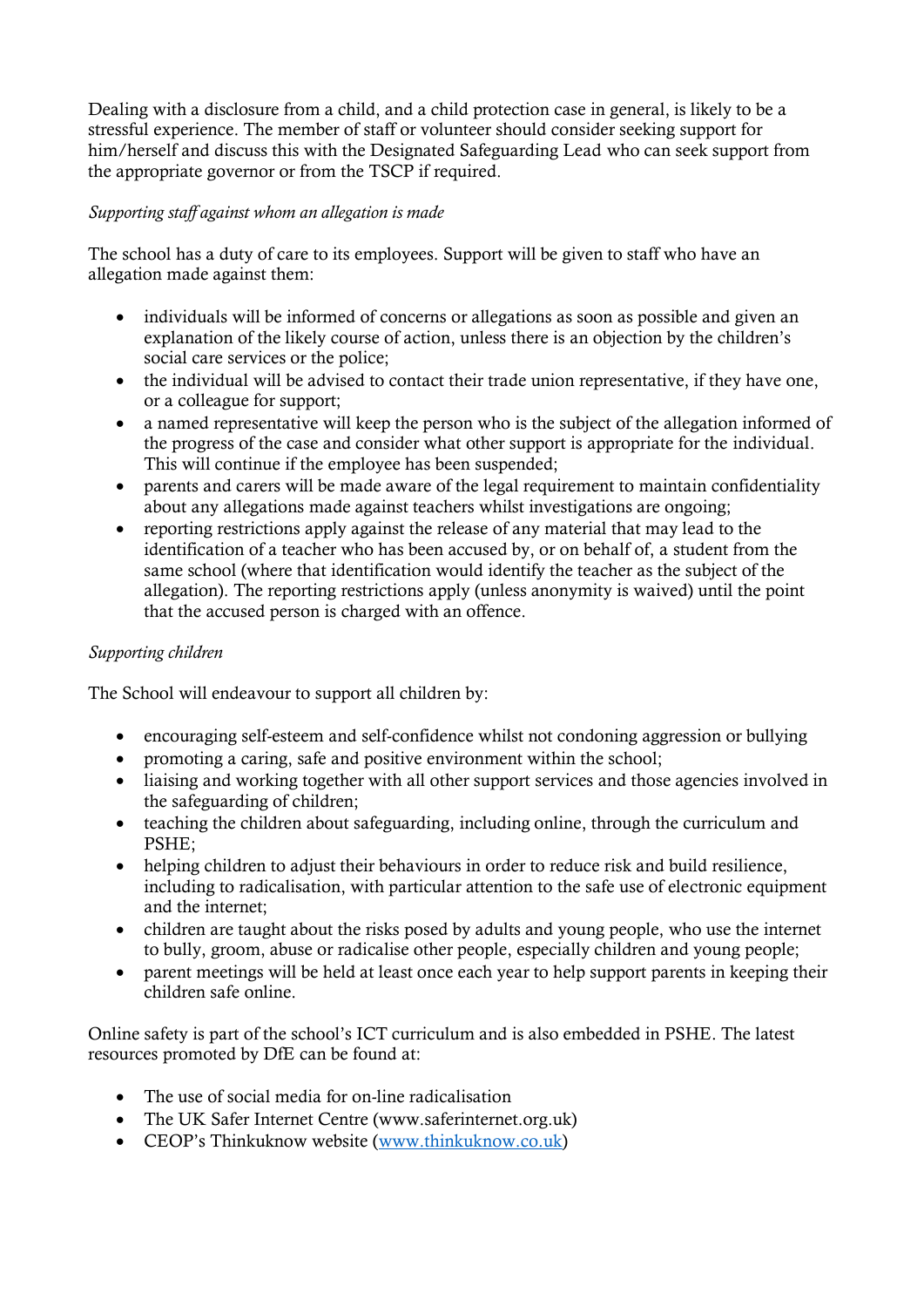Dealing with a disclosure from a child, and a child protection case in general, is likely to be a stressful experience. The member of staff or volunteer should consider seeking support for him/herself and discuss this with the Designated Safeguarding Lead who can seek support from the appropriate governor or from the TSCP if required.

*Supporting staff against whom an allegation is made*

The school has a duty of care to its employees. Support will be given to staff who have an allegation made against them:

- individuals will be informed of concerns or allegations as soon as possible and given an explanation of the likely course of action, unless there is an objection by the children's social care services or the police;
- the individual will be advised to contact their trade union representative, if they have one, or a colleague for support;
- a named representative will keep the person who is the subject of the allegation informed of the progress of the case and consider what other support is appropriate for the individual. This will continue if the employee has been suspended;
- parents and carers will be made aware of the legal requirement to maintain confidentiality about any allegations made against teachers whilst investigations are ongoing;
- reporting restrictions apply against the release of any material that may lead to the identification of a teacher who has been accused by, or on behalf of, a student from the same school (where that identification would identify the teacher as the subject of the allegation). The reporting restrictions apply (unless anonymity is waived) until the point that the accused person is charged with an offence.

*Supporting children*

The School will endeavour to support all children by:

- encouraging self-esteem and self-confidence whilst not condoning aggression or bullying
- promoting a caring, safe and positive environment within the school;
- liaising and working together with all other support services and those agencies involved in the safeguarding of children;
- teaching the children about safeguarding, including online, through the curriculum and PSHE;
- helping children to adjust their behaviours in order to reduce risk and build resilience, including to radicalisation, with particular attention to the safe use of electronic equipment and the internet;
- children are taught about the risks posed by adults and young people, who use the internet to bully, groom, abuse or radicalise other people, especially children and young people;
- parent meetings will be held at least once each year to help support parents in keeping their children safe online.

Online safety is part of the school's ICT curriculum and is also embedded in PSHE. The latest resources promoted by DfE can be found at:

- The use of social media for on-line radicalisation
- The UK Safer Internet Centre (www.saferinternet.org.uk)
- CEOP's Thinkuknow website ([www.thinkuknow.co.uk](http://www.thinkuknow.co.uk))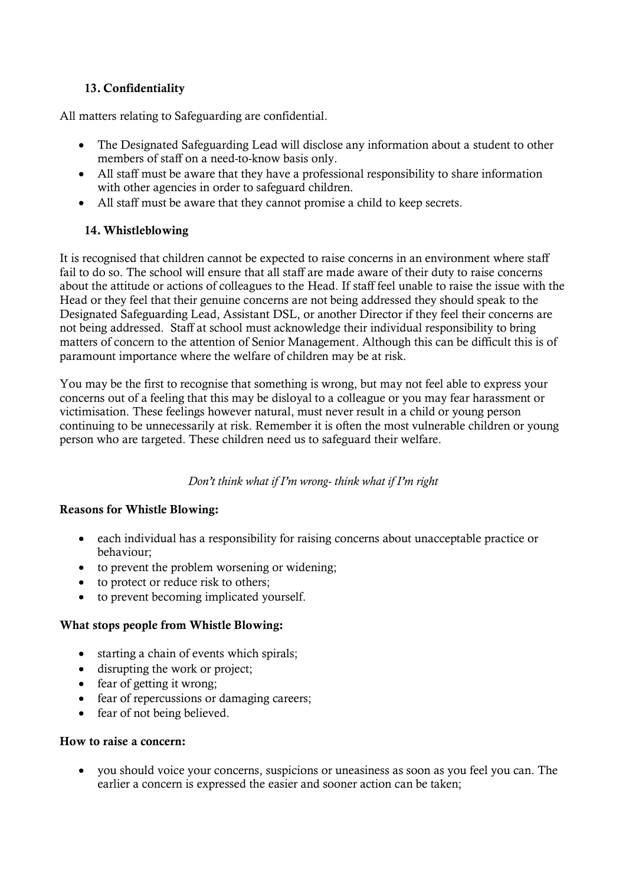## 13. Confidentiality

All matters relating to Safeguarding are confidential.

- The Designated Safeguarding Lead will disclose any information about a student to other members of staff on a need-to-know basis only.
- All staff must be aware that they have a professional responsibility to share information with other agencies in order to safeguard children.
- All staff must be aware that they cannot promise a child to keep secrets.

## 14. Whistleblowing

It is recognised that children cannot be expected to raise concerns in an environment where staff fail to do so. The school will ensure that all staff are made aware of their duty to raise concerns about the attitude or actions of colleagues to the Head. If staff feel unable to raise the issue with the Head or they feel that their genuine concerns are not being addressed they should speak to the Designated Safeguarding Lead, Assistant DSL, or another Director if they feel their concerns are not being addressed. Staff at school must acknowledge their individual responsibility to bring matters of concern to the attention of Senior Management. Although this can be difficult this is of paramount importance where the welfare of children may be at risk.

You may be the first to recognise that something is wrong, but may not feel able to express your concerns out of a feeling that this may be disloyal to a colleague or you may fear harassment or victimisation. These feelings however natural, must never result in a child or young person continuing to be unnecessarily at risk. Remember it is often the most vulnerable children or young person who are targeted. These children need us to safeguard their welfare.

*Don't think what if I'm wrong- think what if I'm right*

**Reasons for Whistle Blowing:**

- each individual has a responsibility for raising concerns about unacceptable practice or behaviour;
- to prevent the problem worsening or widening;
- to protect or reduce risk to others;
- to prevent becoming implicated yourself.

**What stops people from Whistle Blowing:**

- starting a chain of events which spirals;
- disrupting the work or project;
- fear of getting it wrong;
- fear of repercussions or damaging careers;
- fear of not being believed.

**How to raise a concern:**

- you should voice your concerns, suspicions or uneasiness as soon as you feel you can. The earlier a concern is expressed the easier and sooner action can be taken;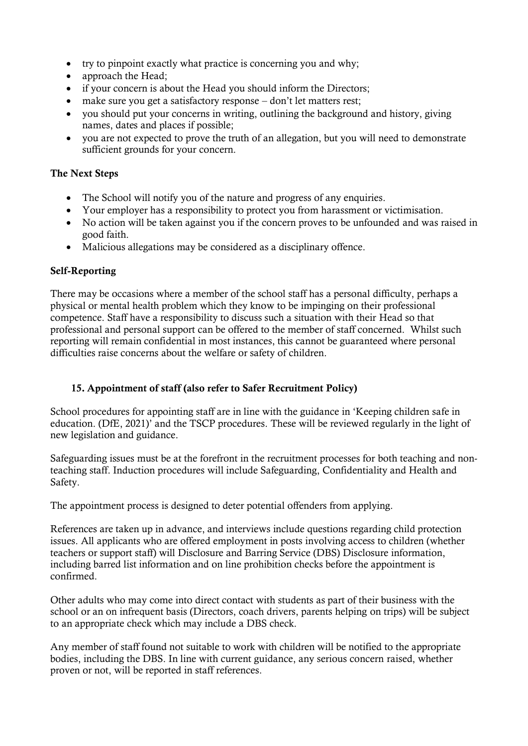- try to pinpoint exactly what practice is concerning you and why;
- approach the Head;
- if your concern is about the Head you should inform the Directors;
- make sure you get a satisfactory response – don't let matters rest;
- you should put your concerns in writing, outlining the background and history, giving names, dates and places if possible;
- you are not expected to prove the truth of an allegation, but you will need to demonstrate sufficient grounds for your concern.

**The Next Steps**

- The School will notify you of the nature and progress of any enquiries.
- Your employer has a responsibility to protect you from harassment or victimisation.
- No action will be taken against you if the concern proves to be unfounded and was raised in good faith.
- Malicious allegations may be considered as a disciplinary offence.

**Self-Reporting**

There may be occasions where a member of the school staff has a personal difficulty, perhaps a physical or mental health problem which they know to be impinging on their professional competence. Staff have a responsibility to discuss such a situation with their Head so that professional and personal support can be offered to the member of staff concerned. Whilst such reporting will remain confidential in most instances, this cannot be guaranteed where personal difficulties raise concerns about the welfare or safety of children.

## 15. Appointment of staff (also refer to Safer Recruitment Policy)

School procedures for appointing staff are in line with the guidance in 'Keeping children safe in education. (DfE, 2021)' and the TSCP procedures. These will be reviewed regularly in the light of new legislation and guidance.

Safeguarding issues must be at the forefront in the recruitment processes for both teaching and non-teaching staff. Induction procedures will include Safeguarding, Confidentiality and Health and Safety.

The appointment process is designed to deter potential offenders from applying.

References are taken up in advance, and interviews include questions regarding child protection issues. All applicants who are offered employment in posts involving access to children (whether teachers or support staff) will Disclosure and Barring Service (DBS) Disclosure information, including barred list information and on line prohibition checks before the appointment is confirmed.

Other adults who may come into direct contact with students as part of their business with the school or an on infrequent basis (Directors, coach drivers, parents helping on trips) will be subject to an appropriate check which may include a DBS check.

Any member of staff found not suitable to work with children will be notified to the appropriate bodies, including the DBS. In line with current guidance, any serious concern raised, whether proven or not, will be reported in staff references.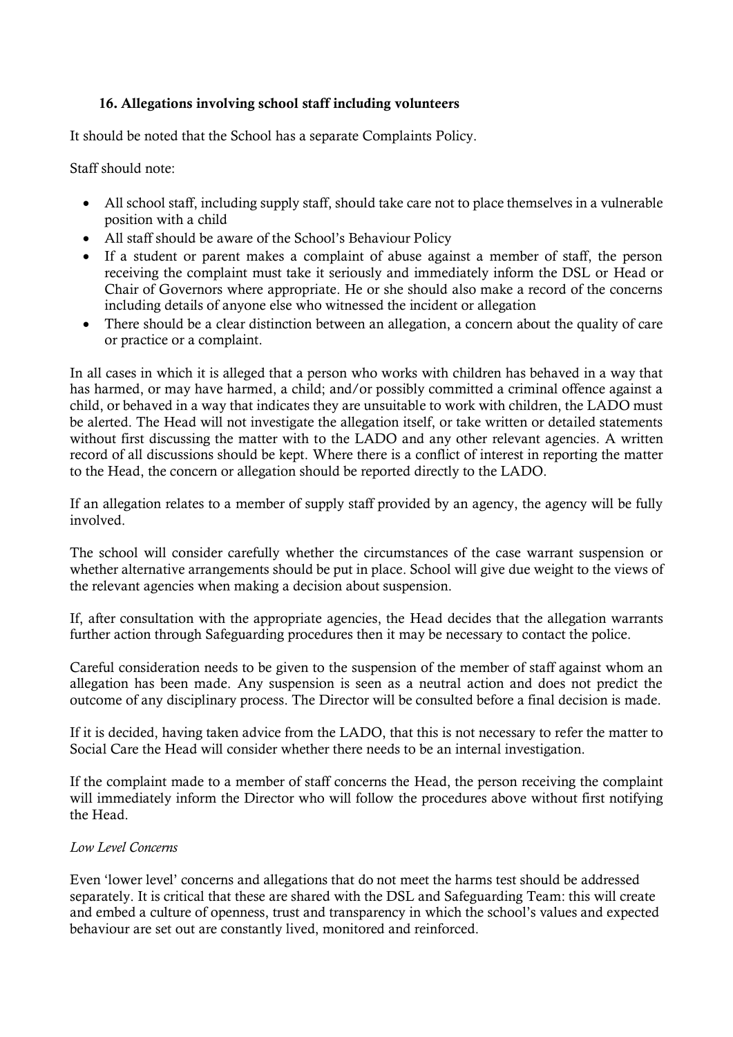### 16. Allegations involving school staff including volunteers

It should be noted that the School has a separate Complaints Policy.

Staff should note:

- All school staff, including supply staff, should take care not to place themselves in a vulnerable position with a child
- All staff should be aware of the School's Behaviour Policy
- If a student or parent makes a complaint of abuse against a member of staff, the person receiving the complaint must take it seriously and immediately inform the DSL or Head or Chair of Governors where appropriate. He or she should also make a record of the concerns including details of anyone else who witnessed the incident or allegation
- There should be a clear distinction between an allegation, a concern about the quality of care or practice or a complaint.

In all cases in which it is alleged that a person who works with children has behaved in a way that has harmed, or may have harmed, a child; and/or possibly committed a criminal offence against a child, or behaved in a way that indicates they are unsuitable to work with children, the LADO must be alerted. The Head will not investigate the allegation itself, or take written or detailed statements without first discussing the matter with to the LADO and any other relevant agencies. A written record of all discussions should be kept. Where there is a conflict of interest in reporting the matter to the Head, the concern or allegation should be reported directly to the LADO.

If an allegation relates to a member of supply staff provided by an agency, the agency will be fully involved.

The school will consider carefully whether the circumstances of the case warrant suspension or whether alternative arrangements should be put in place. School will give due weight to the views of the relevant agencies when making a decision about suspension.

If, after consultation with the appropriate agencies, the Head decides that the allegation warrants further action through Safeguarding procedures then it may be necessary to contact the police.

Careful consideration needs to be given to the suspension of the member of staff against whom an allegation has been made. Any suspension is seen as a neutral action and does not predict the outcome of any disciplinary process. The Director will be consulted before a final decision is made.

If it is decided, having taken advice from the LADO, that this is not necessary to refer the matter to Social Care the Head will consider whether there needs to be an internal investigation.

If the complaint made to a member of staff concerns the Head, the person receiving the complaint will immediately inform the Director who will follow the procedures above without first notifying the Head.

*Low Level Concerns*

Even 'lower level' concerns and allegations that do not meet the harms test should be addressed separately. It is critical that these are shared with the DSL and Safeguarding Team: this will create and embed a culture of openness, trust and transparency in which the school's values and expected behaviour are set out are constantly lived, monitored and reinforced.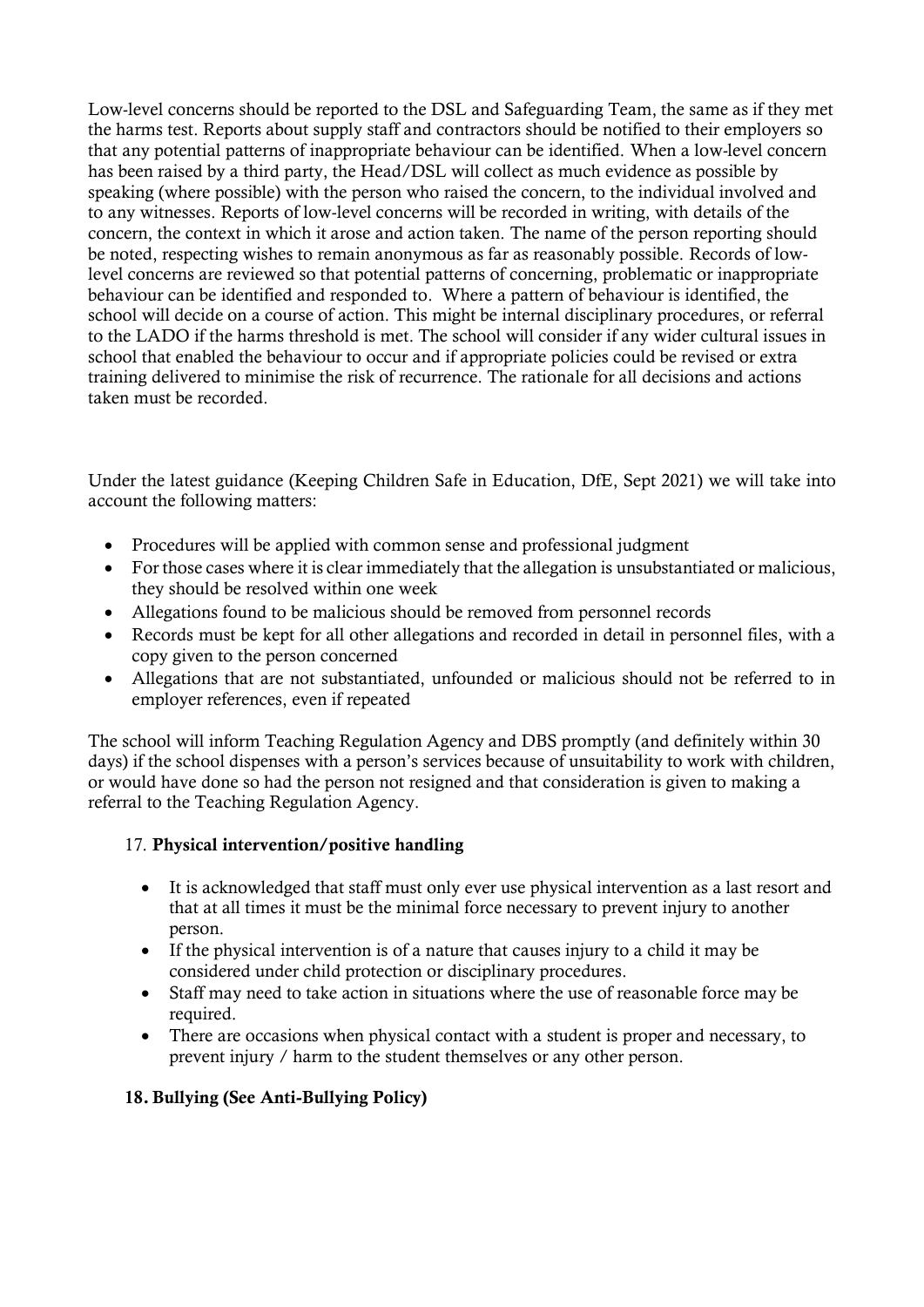Low-level concerns should be reported to the DSL and Safeguarding Team, the same as if they met the harms test. Reports about supply staff and contractors should be notified to their employers so that any potential patterns of inappropriate behaviour can be identified. When a low-level concern has been raised by a third party, the Head/DSL will collect as much evidence as possible by speaking (where possible) with the person who raised the concern, to the individual involved and to any witnesses. Reports of low-level concerns will be recorded in writing, with details of the concern, the context in which it arose and action taken. The name of the person reporting should be noted, respecting wishes to remain anonymous as far as reasonably possible. Records of low-level concerns are reviewed so that potential patterns of concerning, problematic or inappropriate behaviour can be identified and responded to. Where a pattern of behaviour is identified, the school will decide on a course of action. This might be internal disciplinary procedures, or referral to the LADO if the harms threshold is met. The school will consider if any wider cultural issues in school that enabled the behaviour to occur and if appropriate policies could be revised or extra training delivered to minimise the risk of recurrence. The rationale for all decisions and actions taken must be recorded.

Under the latest guidance (Keeping Children Safe in Education, DfE, Sept 2021) we will take into account the following matters:

- Procedures will be applied with common sense and professional judgment
- For those cases where it is clear immediately that the allegation is unsubstantiated or malicious, they should be resolved within one week
- Allegations found to be malicious should be removed from personnel records
- Records must be kept for all other allegations and recorded in detail in personnel files, with a copy given to the person concerned
- Allegations that are not substantiated, unfounded or malicious should not be referred to in employer references, even if repeated

The school will inform Teaching Regulation Agency and DBS promptly (and definitely within 30 days) if the school dispenses with a person's services because of unsuitability to work with children, or would have done so had the person not resigned and that consideration is given to making a referral to the Teaching Regulation Agency.

## 17. **Physical intervention/positive handling**

- It is acknowledged that staff must only ever use physical intervention as a last resort and that at all times it must be the minimal force necessary to prevent injury to another person.
- If the physical intervention is of a nature that causes injury to a child it may be considered under child protection or disciplinary procedures.
- Staff may need to take action in situations where the use of reasonable force may be required.
- There are occasions when physical contact with a student is proper and necessary, to prevent injury / harm to the student themselves or any other person.

## **18. Bullying (See Anti-Bullying Policy)**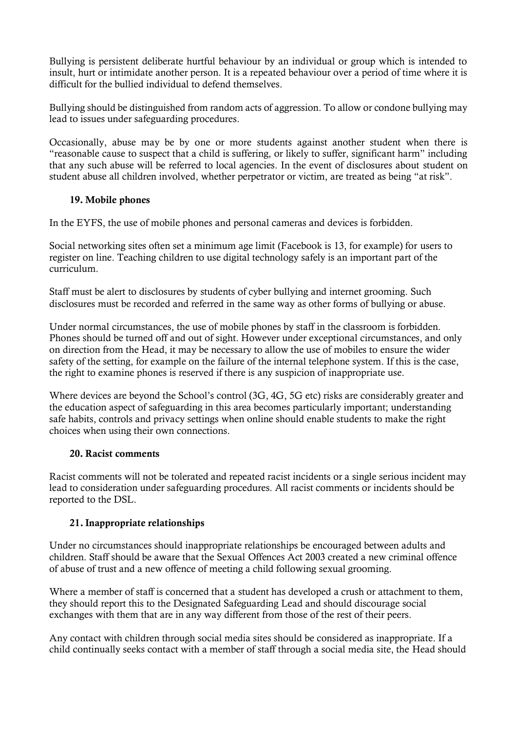Bullying is persistent deliberate hurtful behaviour by an individual or group which is intended to insult, hurt or intimidate another person. It is a repeated behaviour over a period of time where it is difficult for the bullied individual to defend themselves.

Bullying should be distinguished from random acts of aggression. To allow or condone bullying may lead to issues under safeguarding procedures.

Occasionally, abuse may be by one or more students against another student when there is "reasonable cause to suspect that a child is suffering, or likely to suffer, significant harm" including that any such abuse will be referred to local agencies. In the event of disclosures about student on student abuse all children involved, whether perpetrator or victim, are treated as being "at risk".

### 19. Mobile phones

In the EYFS, the use of mobile phones and personal cameras and devices is forbidden.

Social networking sites often set a minimum age limit (Facebook is 13, for example) for users to register on line. Teaching children to use digital technology safely is an important part of the curriculum.

Staff must be alert to disclosures by students of cyber bullying and internet grooming. Such disclosures must be recorded and referred in the same way as other forms of bullying or abuse.

Under normal circumstances, the use of mobile phones by staff in the classroom is forbidden. Phones should be turned off and out of sight. However under exceptional circumstances, and only on direction from the Head, it may be necessary to allow the use of mobiles to ensure the wider safety of the setting, for example on the failure of the internal telephone system. If this is the case, the right to examine phones is reserved if there is any suspicion of inappropriate use.

Where devices are beyond the School's control (3G, 4G, 5G etc) risks are considerably greater and the education aspect of safeguarding in this area becomes particularly important; understanding safe habits, controls and privacy settings when online should enable students to make the right choices when using their own connections.

### 20. Racist comments

Racist comments will not be tolerated and repeated racist incidents or a single serious incident may lead to consideration under safeguarding procedures. All racist comments or incidents should be reported to the DSL.

### 21. Inappropriate relationships

Under no circumstances should inappropriate relationships be encouraged between adults and children. Staff should be aware that the Sexual Offences Act 2003 created a new criminal offence of abuse of trust and a new offence of meeting a child following sexual grooming.

Where a member of staff is concerned that a student has developed a crush or attachment to them, they should report this to the Designated Safeguarding Lead and should discourage social exchanges with them that are in any way different from those of the rest of their peers.

Any contact with children through social media sites should be considered as inappropriate. If a child continually seeks contact with a member of staff through a social media site, the Head should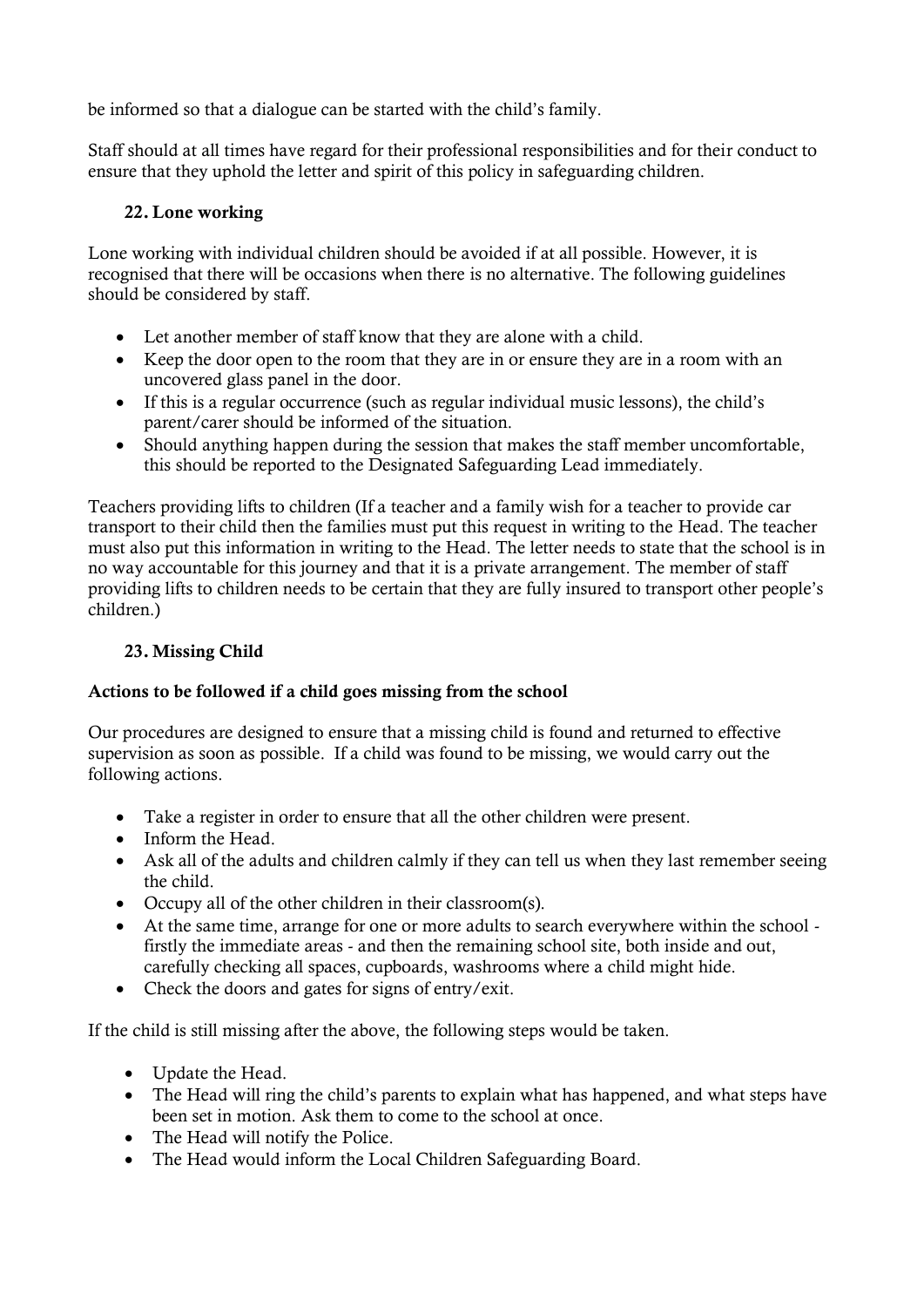be informed so that a dialogue can be started with the child's family.

Staff should at all times have regard for their professional responsibilities and for their conduct to ensure that they uphold the letter and spirit of this policy in safeguarding children.

## 22. Lone working

Lone working with individual children should be avoided if at all possible. However, it is recognised that there will be occasions when there is no alternative. The following guidelines should be considered by staff.

- Let another member of staff know that they are alone with a child.
- Keep the door open to the room that they are in or ensure they are in a room with an uncovered glass panel in the door.
- If this is a regular occurrence (such as regular individual music lessons), the child's parent/carer should be informed of the situation.
- Should anything happen during the session that makes the staff member uncomfortable, this should be reported to the Designated Safeguarding Lead immediately.

Teachers providing lifts to children (If a teacher and a family wish for a teacher to provide car transport to their child then the families must put this request in writing to the Head. The teacher must also put this information in writing to the Head. The letter needs to state that the school is in no way accountable for this journey and that it is a private arrangement. The member of staff providing lifts to children needs to be certain that they are fully insured to transport other people's children.)

## 23. Missing Child

**Actions to be followed if a child goes missing from the school**

Our procedures are designed to ensure that a missing child is found and returned to effective supervision as soon as possible. If a child was found to be missing, we would carry out the following actions.

- Take a register in order to ensure that all the other children were present.
- Inform the Head.
- Ask all of the adults and children calmly if they can tell us when they last remember seeing the child.
- Occupy all of the other children in their classroom(s).
- At the same time, arrange for one or more adults to search everywhere within the school - firstly the immediate areas - and then the remaining school site, both inside and out, carefully checking all spaces, cupboards, washrooms where a child might hide.
- Check the doors and gates for signs of entry/exit.

If the child is still missing after the above, the following steps would be taken.

- Update the Head.
- The Head will ring the child's parents to explain what has happened, and what steps have been set in motion. Ask them to come to the school at once.
- The Head will notify the Police.
- The Head would inform the Local Children Safeguarding Board.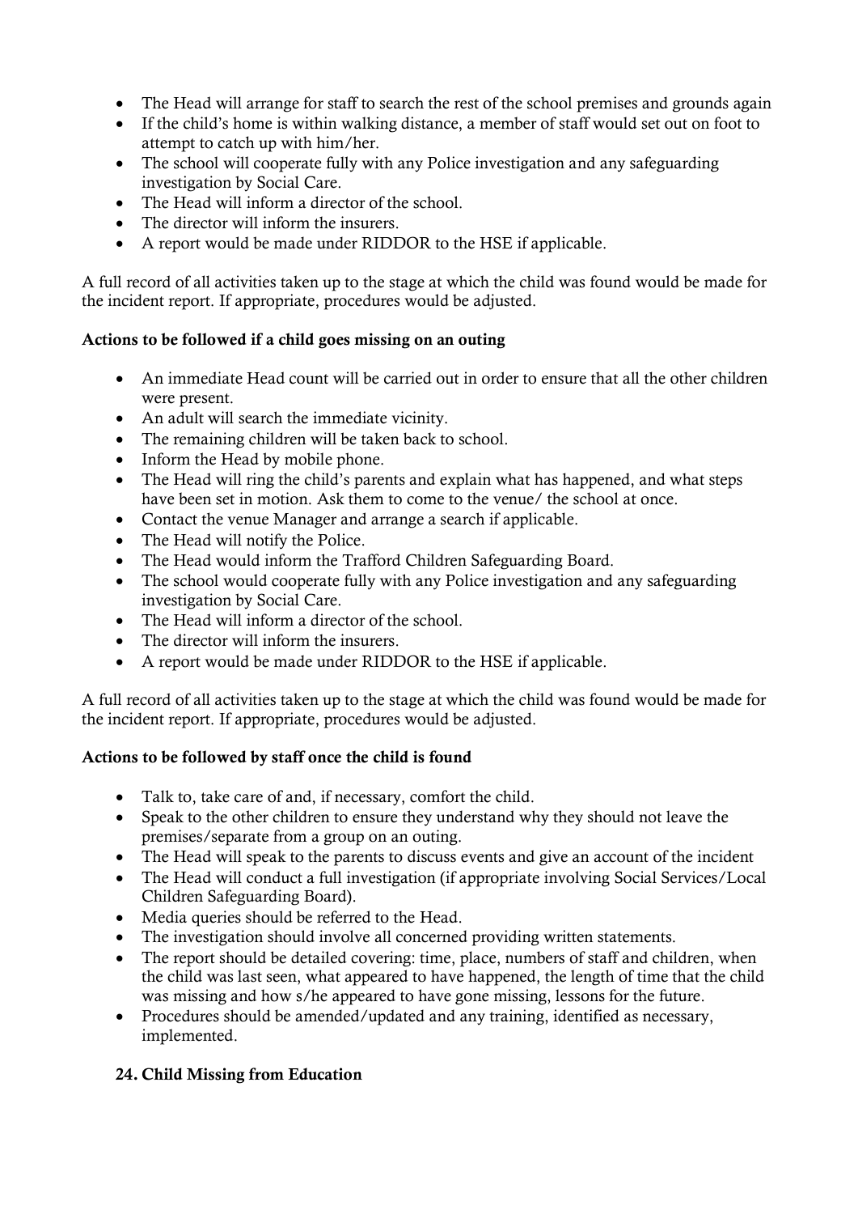- The Head will arrange for staff to search the rest of the school premises and grounds again
- If the child's home is within walking distance, a member of staff would set out on foot to attempt to catch up with him/her.
- The school will cooperate fully with any Police investigation and any safeguarding investigation by Social Care.
- The Head will inform a director of the school.
- The director will inform the insurers.
- A report would be made under RIDDOR to the HSE if applicable.

A full record of all activities taken up to the stage at which the child was found would be made for the incident report. If appropriate, procedures would be adjusted.

**Actions to be followed if a child goes missing on an outing**

- An immediate Head count will be carried out in order to ensure that all the other children were present.
- An adult will search the immediate vicinity.
- The remaining children will be taken back to school.
- Inform the Head by mobile phone.
- The Head will ring the child's parents and explain what has happened, and what steps have been set in motion. Ask them to come to the venue/ the school at once.
- Contact the venue Manager and arrange a search if applicable.
- The Head will notify the Police.
- The Head would inform the Trafford Children Safeguarding Board.
- The school would cooperate fully with any Police investigation and any safeguarding investigation by Social Care.
- The Head will inform a director of the school.
- The director will inform the insurers.
- A report would be made under RIDDOR to the HSE if applicable.

A full record of all activities taken up to the stage at which the child was found would be made for the incident report. If appropriate, procedures would be adjusted.

**Actions to be followed by staff once the child is found**

- Talk to, take care of and, if necessary, comfort the child.
- Speak to the other children to ensure they understand why they should not leave the premises/separate from a group on an outing.
- The Head will speak to the parents to discuss events and give an account of the incident
- The Head will conduct a full investigation (if appropriate involving Social Services/Local Children Safeguarding Board).
- Media queries should be referred to the Head.
- The investigation should involve all concerned providing written statements.
- The report should be detailed covering: time, place, numbers of staff and children, when the child was last seen, what appeared to have happened, the length of time that the child was missing and how s/he appeared to have gone missing, lessons for the future.
- Procedures should be amended/updated and any training, identified as necessary, implemented.

## 24. Child Missing from Education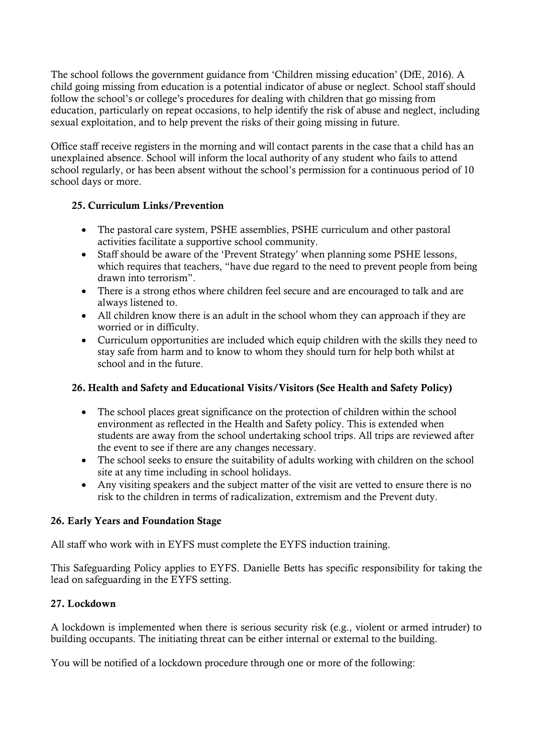The school follows the government guidance from 'Children missing education' (DfE, 2016). A child going missing from education is a potential indicator of abuse or neglect. School staff should follow the school's or college's procedures for dealing with children that go missing from education, particularly on repeat occasions, to help identify the risk of abuse and neglect, including sexual exploitation, and to help prevent the risks of their going missing in future.

Office staff receive registers in the morning and will contact parents in the case that a child has an unexplained absence. School will inform the local authority of any student who fails to attend school regularly, or has been absent without the school's permission for a continuous period of 10 school days or more.

### 25. Curriculum Links/Prevention

- The pastoral care system, PSHE assemblies, PSHE curriculum and other pastoral activities facilitate a supportive school community.
- Staff should be aware of the 'Prevent Strategy' when planning some PSHE lessons, which requires that teachers, "have due regard to the need to prevent people from being drawn into terrorism".
- There is a strong ethos where children feel secure and are encouraged to talk and are always listened to.
- All children know there is an adult in the school whom they can approach if they are worried or in difficulty.
- Curriculum opportunities are included which equip children with the skills they need to stay safe from harm and to know to whom they should turn for help both whilst at school and in the future.

### 26. Health and Safety and Educational Visits/Visitors (See Health and Safety Policy)

- The school places great significance on the protection of children within the school environment as reflected in the Health and Safety policy. This is extended when students are away from the school undertaking school trips. All trips are reviewed after the event to see if there are any changes necessary.
- The school seeks to ensure the suitability of adults working with children on the school site at any time including in school holidays.
- Any visiting speakers and the subject matter of the visit are vetted to ensure there is no risk to the children in terms of radicalization, extremism and the Prevent duty.

### 26. Early Years and Foundation Stage

All staff who work with in EYFS must complete the EYFS induction training.

This Safeguarding Policy applies to EYFS. Danielle Betts has specific responsibility for taking the lead on safeguarding in the EYFS setting.

### 27. Lockdown

A lockdown is implemented when there is serious security risk (e.g., violent or armed intruder) to building occupants. The initiating threat can be either internal or external to the building.

You will be notified of a lockdown procedure through one or more of the following: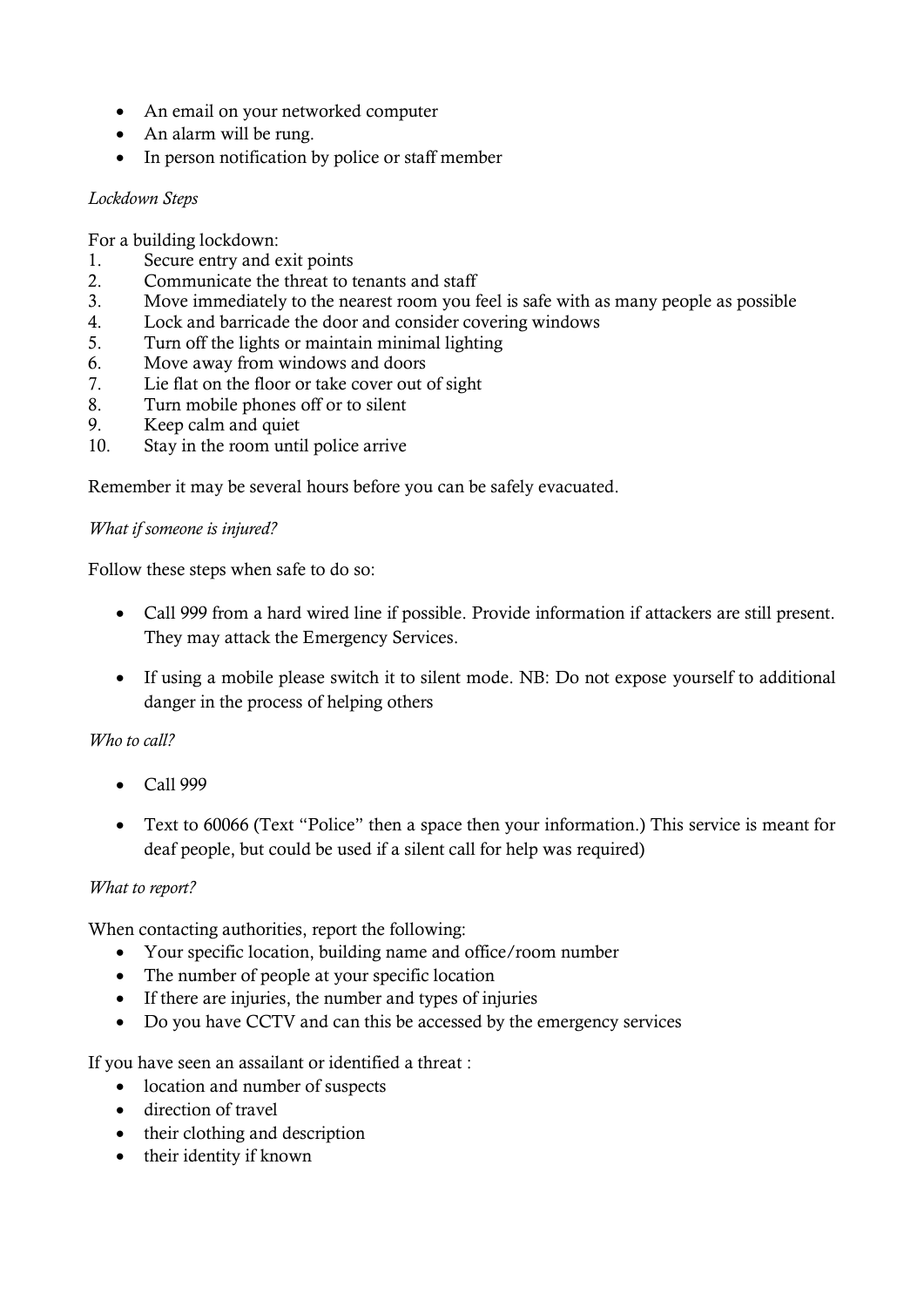- An email on your networked computer
- An alarm will be rung.
- In person notification by police or staff member

*Lockdown Steps*

For a building lockdown:

1. Secure entry and exit points
2. Communicate the threat to tenants and staff
3. Move immediately to the nearest room you feel is safe with as many people as possible
4. Lock and barricade the door and consider covering windows
5. Turn off the lights or maintain minimal lighting
6. Move away from windows and doors
7. Lie flat on the floor or take cover out of sight
8. Turn mobile phones off or to silent
9. Keep calm and quiet
10. Stay in the room until police arrive

Remember it may be several hours before you can be safely evacuated.

*What if someone is injured?*

Follow these steps when safe to do so:

- Call 999 from a hard wired line if possible. Provide information if attackers are still present. They may attack the Emergency Services.
- If using a mobile please switch it to silent mode. NB: Do not expose yourself to additional danger in the process of helping others

*Who to call?*

- Call 999
- Text to 60066 (Text "Police" then a space then your information.) This service is meant for deaf people, but could be used if a silent call for help was required)

*What to report?*

When contacting authorities, report the following:

- Your specific location, building name and office/room number
- The number of people at your specific location
- If there are injuries, the number and types of injuries
- Do you have CCTV and can this be accessed by the emergency services

If you have seen an assailant or identified a threat :

- location and number of suspects
- direction of travel
- their clothing and description
- their identity if known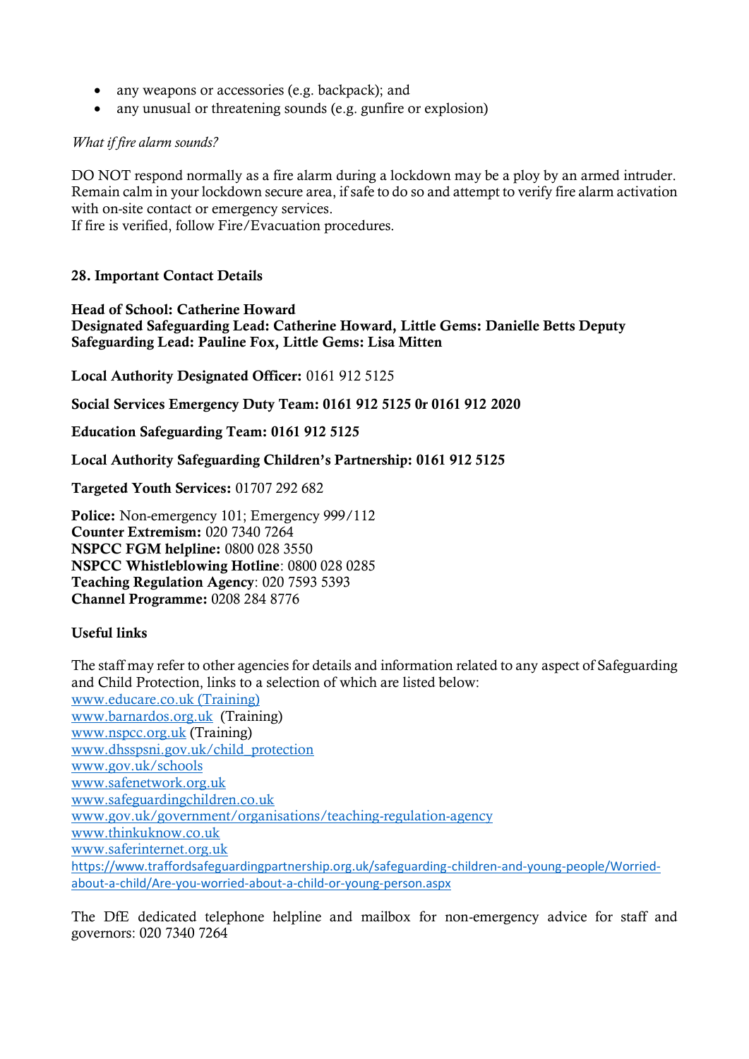- any weapons or accessories (e.g. backpack); and
- any unusual or threatening sounds (e.g. gunfire or explosion)

*What if fire alarm sounds?*

DO NOT respond normally as a fire alarm during a lockdown may be a ploy by an armed intruder. Remain calm in your lockdown secure area, if safe to do so and attempt to verify fire alarm activation with on-site contact or emergency services.
If fire is verified, follow Fire/Evacuation procedures.

## 28. Important Contact Details

**Head of School: Catherine Howard**
**Designated Safeguarding Lead: Catherine Howard, Little Gems: Danielle Betts Deputy Safeguarding Lead: Pauline Fox, Little Gems: Lisa Mitten**

**Local Authority Designated Officer:** 0161 912 5125

**Social Services Emergency Duty Team: 0161 912 5125 0r 0161 912 2020**

**Education Safeguarding Team: 0161 912 5125**

**Local Authority Safeguarding Children's Partnership: 0161 912 5125**

**Targeted Youth Services:** 01707 292 682

**Police:** Non-emergency 101; Emergency 999/112
**Counter Extremism:** 020 7340 7264
**NSPCC FGM helpline:** 0800 028 3550
**NSPCC Whistleblowing Hotline**: 0800 028 0285
**Teaching Regulation Agency**: 020 7593 5393
**Channel Programme:** 0208 284 8776

**Useful links**

The staff may refer to other agencies for details and information related to any aspect of Safeguarding and Child Protection, links to a selection of which are listed below:
www.educare.co.uk (Training)
www.barnardos.org.uk (Training)
www.nspcc.org.uk (Training)
www.dhsspsni.gov.uk/child_protection
www.gov.uk/schools
www.safenetwork.org.uk
www.safeguardingchildren.co.uk
www.gov.uk/government/organisations/teaching-regulation-agency
www.thinkuknow.co.uk
www.saferinternet.org.uk
https://www.traffordsafeguardingpartnership.org.uk/safeguarding-children-and-young-people/Worried-about-a-child/Are-you-worried-about-a-child-or-young-person.aspx

The DfE dedicated telephone helpline and mailbox for non-emergency advice for staff and governors: 020 7340 7264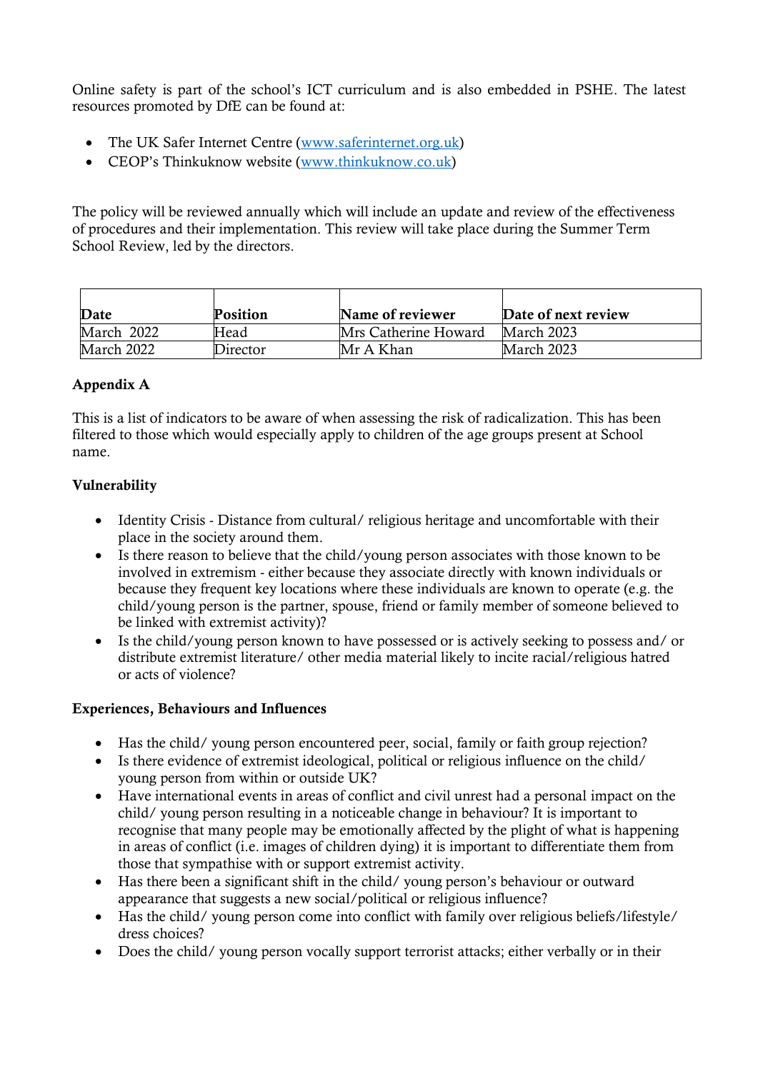Online safety is part of the school's ICT curriculum and is also embedded in PSHE. The latest resources promoted by DfE can be found at:

- The UK Safer Internet Centre (www.saferinternet.org.uk)
- CEOP's Thinkuknow website (www.thinkuknow.co.uk)

The policy will be reviewed annually which will include an update and review of the effectiveness of procedures and their implementation. This review will take place during the Summer Term School Review, led by the directors.

| Date | Position | Name of reviewer | Date of next review |
|---|---|---|---|
| March 2022 | Head | Mrs Catherine Howard | March 2023 |
| March 2022 | Director | Mr A Khan | March 2023 |

**Appendix A**

This is a list of indicators to be aware of when assessing the risk of radicalization. This has been filtered to those which would especially apply to children of the age groups present at School name.

**Vulnerability**

- Identity Crisis - Distance from cultural/ religious heritage and uncomfortable with their place in the society around them.
- Is there reason to believe that the child/young person associates with those known to be involved in extremism - either because they associate directly with known individuals or because they frequent key locations where these individuals are known to operate (e.g. the child/young person is the partner, spouse, friend or family member of someone believed to be linked with extremist activity)?
- Is the child/young person known to have possessed or is actively seeking to possess and/ or distribute extremist literature/ other media material likely to incite racial/religious hatred or acts of violence?

**Experiences, Behaviours and Influences**

- Has the child/ young person encountered peer, social, family or faith group rejection?
- Is there evidence of extremist ideological, political or religious influence on the child/ young person from within or outside UK?
- Have international events in areas of conflict and civil unrest had a personal impact on the child/ young person resulting in a noticeable change in behaviour? It is important to recognise that many people may be emotionally affected by the plight of what is happening in areas of conflict (i.e. images of children dying) it is important to differentiate them from those that sympathise with or support extremist activity.
- Has there been a significant shift in the child/ young person's behaviour or outward appearance that suggests a new social/political or religious influence?
- Has the child/ young person come into conflict with family over religious beliefs/lifestyle/ dress choices?
- Does the child/ young person vocally support terrorist attacks; either verbally or in their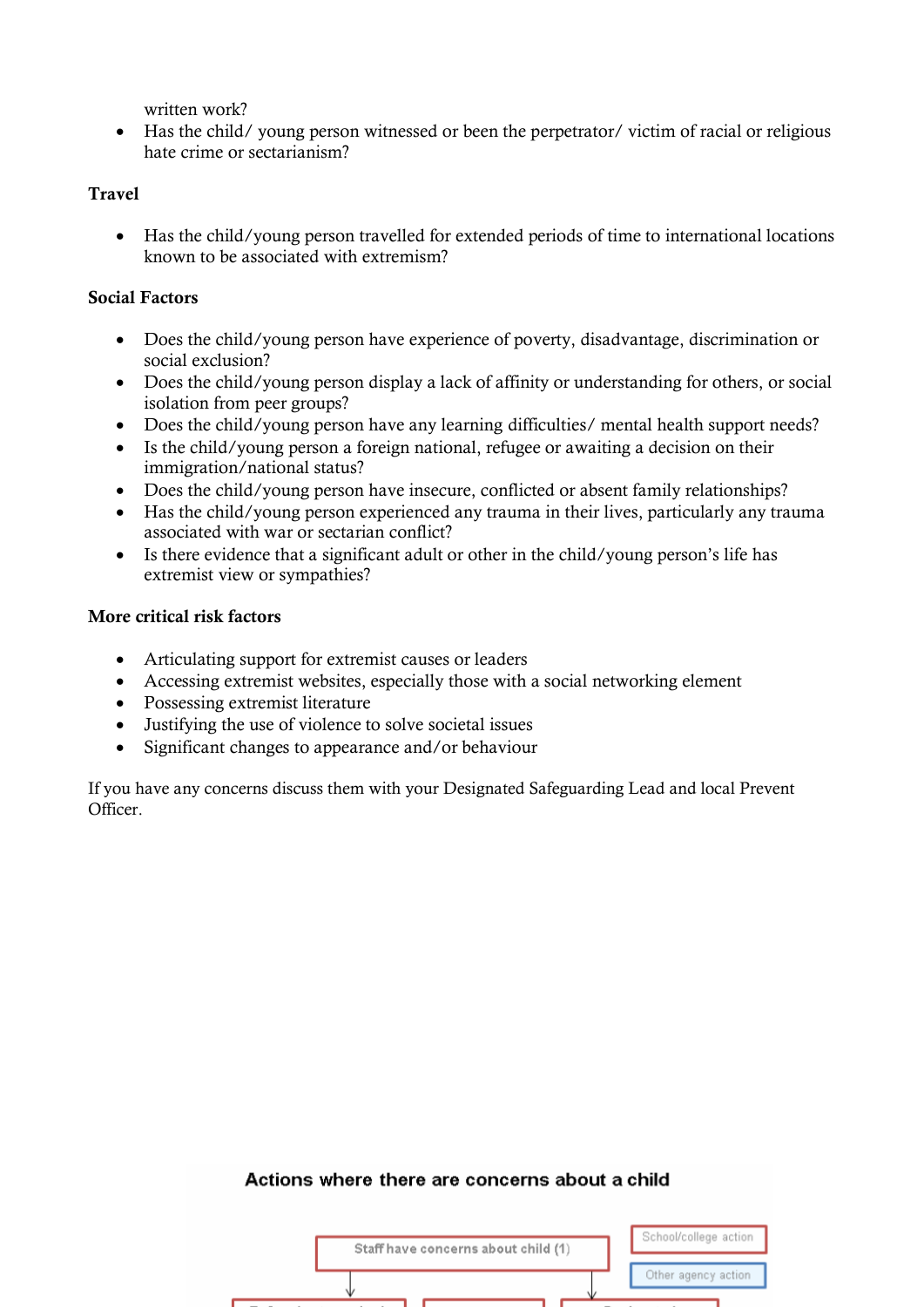written work?

- Has the child/ young person witnessed or been the perpetrator/ victim of racial or religious hate crime or sectarianism?

**Travel**

- Has the child/young person travelled for extended periods of time to international locations known to be associated with extremism?

**Social Factors**

- Does the child/young person have experience of poverty, disadvantage, discrimination or social exclusion?
- Does the child/young person display a lack of affinity or understanding for others, or social isolation from peer groups?
- Does the child/young person have any learning difficulties/ mental health support needs?
- Is the child/young person a foreign national, refugee or awaiting a decision on their immigration/national status?
- Does the child/young person have insecure, conflicted or absent family relationships?
- Has the child/young person experienced any trauma in their lives, particularly any trauma associated with war or sectarian conflict?
- Is there evidence that a significant adult or other in the child/young person's life has extremist view or sympathies?

**More critical risk factors**

- Articulating support for extremist causes or leaders
- Accessing extremist websites, especially those with a social networking element
- Possessing extremist literature
- Justifying the use of violence to solve societal issues
- Significant changes to appearance and/or behaviour

If you have any concerns discuss them with your Designated Safeguarding Lead and local Prevent Officer.

**Actions where there are concerns about a child**

Staff have concerns about child (1)

School/college action

Other agency action